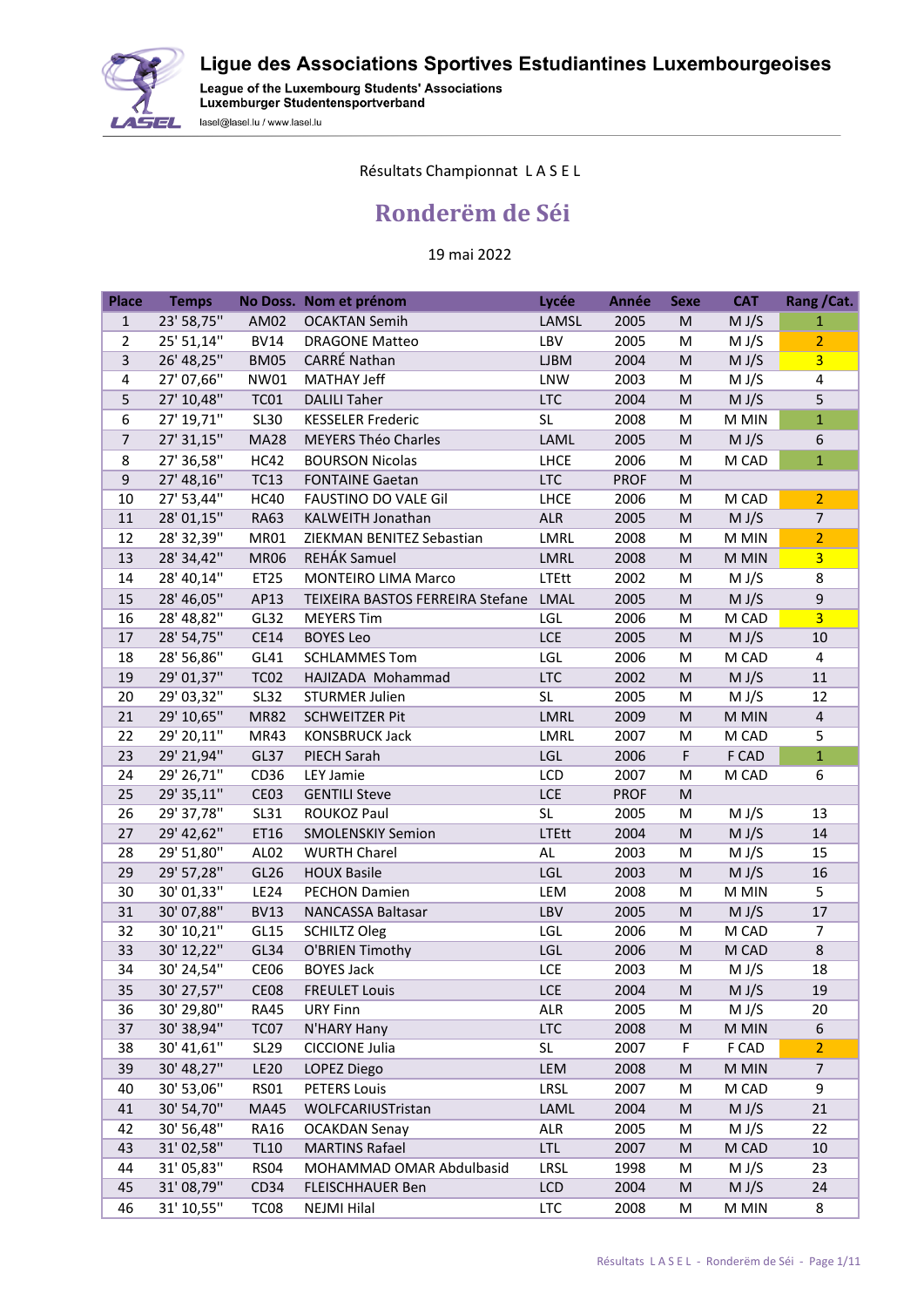# Ligue des Associations Sportives Estudiantines Luxembourgeoises

League of the Luxembourg Students' Associations
Luxemburger Studentensportverband
lasel@lasel.lu / www.lasel.lu

Résultats Championnat L A S E L

## Ronderëm de Séi

19 mai 2022

| Place | Temps | No Doss. | Nom et prénom | Lycée | Année | Sexe | CAT | Rang /Cat. |
|---|---|---|---|---|---|---|---|---|
| 1 | 23' 58,75'' | AM02 | OCAKTAN Semih | LAMSL | 2005 | M | M J/S | 1 |
| 2 | 25' 51,14'' | BV14 | DRAGONE Matteo | LBV | 2005 | M | M J/S | 2 |
| 3 | 26' 48,25'' | BM05 | CARRÉ Nathan | LJBM | 2004 | M | M J/S | 3 |
| 4 | 27' 07,66'' | NW01 | MATHAY Jeff | LNW | 2003 | M | M J/S | 4 |
| 5 | 27' 10,48'' | TC01 | DALILI Taher | LTC | 2004 | M | M J/S | 5 |
| 6 | 27' 19,71'' | SL30 | KESSELER Frederic | SL | 2008 | M | M MIN | 1 |
| 7 | 27' 31,15'' | MA28 | MEYERS Théo Charles | LAML | 2005 | M | M J/S | 6 |
| 8 | 27' 36,58'' | HC42 | BOURSON Nicolas | LHCE | 2006 | M | M CAD | 1 |
| 9 | 27' 48,16'' | TC13 | FONTAINE Gaetan | LTC | PROF | M | | |
| 10 | 27' 53,44'' | HC40 | FAUSTINO DO VALE Gil | LHCE | 2006 | M | M CAD | 2 |
| 11 | 28' 01,15'' | RA63 | KALWEITH Jonathan | ALR | 2005 | M | M J/S | 7 |
| 12 | 28' 32,39'' | MR01 | ZIEKMAN BENITEZ Sebastian | LMRL | 2008 | M | M MIN | 2 |
| 13 | 28' 34,42'' | MR06 | REHÁK Samuel | LMRL | 2008 | M | M MIN | 3 |
| 14 | 28' 40,14'' | ET25 | MONTEIRO LIMA Marco | LTEtt | 2002 | M | M J/S | 8 |
| 15 | 28' 46,05'' | AP13 | TEIXEIRA BASTOS FERREIRA Stefane | LMAL | 2005 | M | M J/S | 9 |
| 16 | 28' 48,82'' | GL32 | MEYERS Tim | LGL | 2006 | M | M CAD | 3 |
| 17 | 28' 54,75'' | CE14 | BOYES Leo | LCE | 2005 | M | M J/S | 10 |
| 18 | 28' 56,86'' | GL41 | SCHLAMMES Tom | LGL | 2006 | M | M CAD | 4 |
| 19 | 29' 01,37'' | TC02 | HAJIZADA Mohammad | LTC | 2002 | M | M J/S | 11 |
| 20 | 29' 03,32'' | SL32 | STURMER Julien | SL | 2005 | M | M J/S | 12 |
| 21 | 29' 10,65'' | MR82 | SCHWEITZER Pit | LMRL | 2009 | M | M MIN | 4 |
| 22 | 29' 20,11'' | MR43 | KONSBRUCK Jack | LMRL | 2007 | M | M CAD | 5 |
| 23 | 29' 21,94'' | GL37 | PIECH Sarah | LGL | 2006 | F | F CAD | 1 |
| 24 | 29' 26,71'' | CD36 | LEY Jamie | LCD | 2007 | M | M CAD | 6 |
| 25 | 29' 35,11'' | CE03 | GENTILI Steve | LCE | PROF | M | | |
| 26 | 29' 37,78'' | SL31 | ROUKOZ Paul | SL | 2005 | M | M J/S | 13 |
| 27 | 29' 42,62'' | ET16 | SMOLENSKIY Semion | LTEtt | 2004 | M | M J/S | 14 |
| 28 | 29' 51,80'' | AL02 | WURTH Charel | AL | 2003 | M | M J/S | 15 |
| 29 | 29' 57,28'' | GL26 | HOUX Basile | LGL | 2003 | M | M J/S | 16 |
| 30 | 30' 01,33'' | LE24 | PECHON Damien | LEM | 2008 | M | M MIN | 5 |
| 31 | 30' 07,88'' | BV13 | NANCASSA Baltasar | LBV | 2005 | M | M J/S | 17 |
| 32 | 30' 10,21'' | GL15 | SCHILTZ Oleg | LGL | 2006 | M | M CAD | 7 |
| 33 | 30' 12,22'' | GL34 | O'BRIEN Timothy | LGL | 2006 | M | M CAD | 8 |
| 34 | 30' 24,54'' | CE06 | BOYES Jack | LCE | 2003 | M | M J/S | 18 |
| 35 | 30' 27,57'' | CE08 | FREULET Louis | LCE | 2004 | M | M J/S | 19 |
| 36 | 30' 29,80'' | RA45 | URY Finn | ALR | 2005 | M | M J/S | 20 |
| 37 | 30' 38,94'' | TC07 | N'HARY Hany | LTC | 2008 | M | M MIN | 6 |
| 38 | 30' 41,61'' | SL29 | CICCIONE Julia | SL | 2007 | F | F CAD | 2 |
| 39 | 30' 48,27'' | LE20 | LOPEZ Diego | LEM | 2008 | M | M MIN | 7 |
| 40 | 30' 53,06'' | RS01 | PETERS Louis | LRSL | 2007 | M | M CAD | 9 |
| 41 | 30' 54,70'' | MA45 | WOLFCARIUSTristan | LAML | 2004 | M | M J/S | 21 |
| 42 | 30' 56,48'' | RA16 | OCAKDAN Senay | ALR | 2005 | M | M J/S | 22 |
| 43 | 31' 02,58'' | TL10 | MARTINS Rafael | LTL | 2007 | M | M CAD | 10 |
| 44 | 31' 05,83'' | RS04 | MOHAMMAD OMAR Abdulbasid | LRSL | 1998 | M | M J/S | 23 |
| 45 | 31' 08,79'' | CD34 | FLEISCHHAUER Ben | LCD | 2004 | M | M J/S | 24 |
| 46 | 31' 10,55'' | TC08 | NEJMI Hilal | LTC | 2008 | M | M MIN | 8 |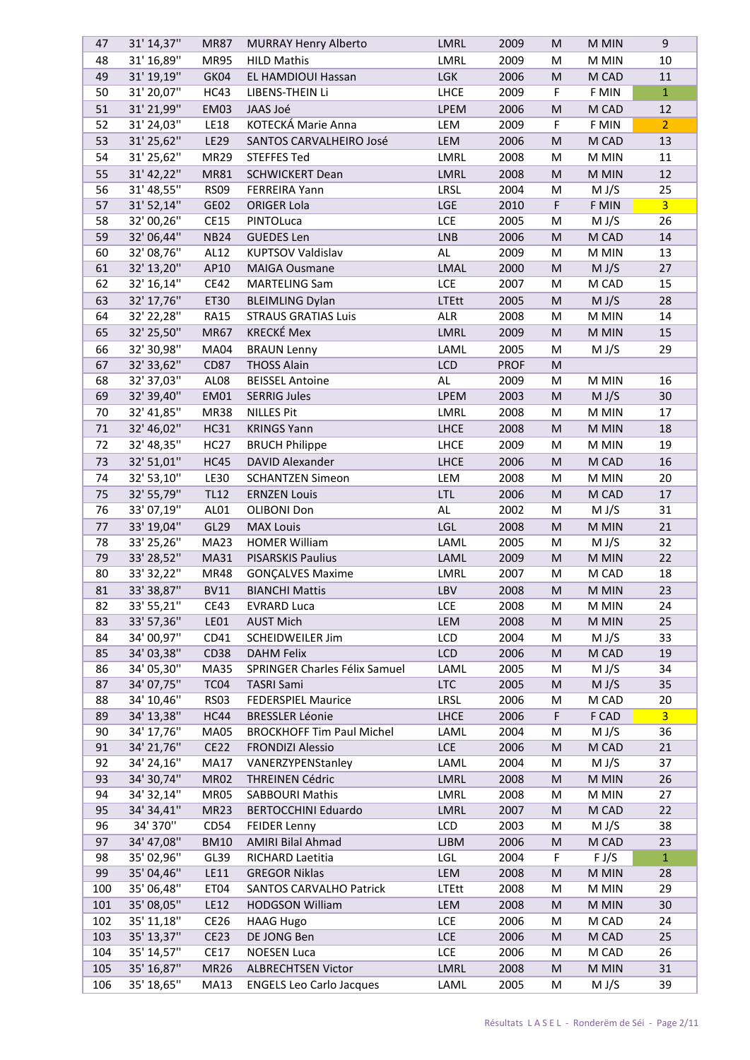| 47 | 31' 14,37'' | MR87 | MURRAY Henry Alberto | LMRL | 2009 | M | M MIN | 9 |
|---|---|---|---|---|---|---|---|---|
| 48 | 31' 16,89'' | MR95 | HILD Mathis | LMRL | 2009 | M | M MIN | 10 |
| 49 | 31' 19,19'' | GK04 | EL HAMDIOUI Hassan | LGK | 2006 | M | M CAD | 11 |
| 50 | 31' 20,07'' | HC43 | LIBENS-THEIN Li | LHCE | 2009 | F | F MIN | 1 |
| 51 | 31' 21,99'' | EM03 | JAAS Joé | LPEM | 2006 | M | M CAD | 12 |
| 52 | 31' 24,03'' | LE18 | KOTECKÁ Marie Anna | LEM | 2009 | F | F MIN | 2 |
| 53 | 31' 25,62'' | LE29 | SANTOS CARVALHEIRO José | LEM | 2006 | M | M CAD | 13 |
| 54 | 31' 25,62'' | MR29 | STEFFES Ted | LMRL | 2008 | M | M MIN | 11 |
| 55 | 31' 42,22'' | MR81 | SCHWICKERT Dean | LMRL | 2008 | M | M MIN | 12 |
| 56 | 31' 48,55'' | RS09 | FERREIRA Yann | LRSL | 2004 | M | M J/S | 25 |
| 57 | 31' 52,14'' | GE02 | ORIGER Lola | LGE | 2010 | F | F MIN | 3 |
| 58 | 32' 00,26'' | CE15 | PINTOLuca | LCE | 2005 | M | M J/S | 26 |
| 59 | 32' 06,44'' | NB24 | GUEDES Len | LNB | 2006 | M | M CAD | 14 |
| 60 | 32' 08,76'' | AL12 | KUPTSOV Valdislav | AL | 2009 | M | M MIN | 13 |
| 61 | 32' 13,20'' | AP10 | MAIGA Ousmane | LMAL | 2000 | M | M J/S | 27 |
| 62 | 32' 16,14'' | CE42 | MARTELING Sam | LCE | 2007 | M | M CAD | 15 |
| 63 | 32' 17,76'' | ET30 | BLEIMLING Dylan | LTEtt | 2005 | M | M J/S | 28 |
| 64 | 32' 22,28'' | RA15 | STRAUS GRATIAS Luis | ALR | 2008 | M | M MIN | 14 |
| 65 | 32' 25,50'' | MR67 | KRECKÉ Mex | LMRL | 2009 | M | M MIN | 15 |
| 66 | 32' 30,98'' | MA04 | BRAUN Lenny | LAML | 2005 | M | M J/S | 29 |
| 67 | 32' 33,62'' | CD87 | THOSS Alain | LCD | PROF | M | | |
| 68 | 32' 37,03'' | AL08 | BEISSEL Antoine | AL | 2009 | M | M MIN | 16 |
| 69 | 32' 39,40'' | EM01 | SERRIG Jules | LPEM | 2003 | M | M J/S | 30 |
| 70 | 32' 41,85'' | MR38 | NILLES Pit | LMRL | 2008 | M | M MIN | 17 |
| 71 | 32' 46,02'' | HC31 | KRINGS Yann | LHCE | 2008 | M | M MIN | 18 |
| 72 | 32' 48,35'' | HC27 | BRUCH Philippe | LHCE | 2009 | M | M MIN | 19 |
| 73 | 32' 51,01'' | HC45 | DAVID Alexander | LHCE | 2006 | M | M CAD | 16 |
| 74 | 32' 53,10'' | LE30 | SCHANTZEN Simeon | LEM | 2008 | M | M MIN | 20 |
| 75 | 32' 55,79'' | TL12 | ERNZEN Louis | LTL | 2006 | M | M CAD | 17 |
| 76 | 33' 07,19'' | AL01 | OLIBONI Don | AL | 2002 | M | M J/S | 31 |
| 77 | 33' 19,04'' | GL29 | MAX Louis | LGL | 2008 | M | M MIN | 21 |
| 78 | 33' 25,26'' | MA23 | HOMER William | LAML | 2005 | M | M J/S | 32 |
| 79 | 33' 28,52'' | MA31 | PISARSKIS Paulius | LAML | 2009 | M | M MIN | 22 |
| 80 | 33' 32,22'' | MR48 | GONÇALVES Maxime | LMRL | 2007 | M | M CAD | 18 |
| 81 | 33' 38,87'' | BV11 | BIANCHI Mattis | LBV | 2008 | M | M MIN | 23 |
| 82 | 33' 55,21'' | CE43 | EVRARD Luca | LCE | 2008 | M | M MIN | 24 |
| 83 | 33' 57,36'' | LE01 | AUST Mich | LEM | 2008 | M | M MIN | 25 |
| 84 | 34' 00,97'' | CD41 | SCHEIDWEILER Jim | LCD | 2004 | M | M J/S | 33 |
| 85 | 34' 03,38'' | CD38 | DAHM Felix | LCD | 2006 | M | M CAD | 19 |
| 86 | 34' 05,30'' | MA35 | SPRINGER Charles Félix Samuel | LAML | 2005 | M | M J/S | 34 |
| 87 | 34' 07,75'' | TC04 | TASRI Sami | LTC | 2005 | M | M J/S | 35 |
| 88 | 34' 10,46'' | RS03 | FEDERSPIEL Maurice | LRSL | 2006 | M | M CAD | 20 |
| 89 | 34' 13,38'' | HC44 | BRESSLER Léonie | LHCE | 2006 | F | F CAD | 3 |
| 90 | 34' 17,76'' | MA05 | BROCKHOFF Tim Paul Michel | LAML | 2004 | M | M J/S | 36 |
| 91 | 34' 21,76'' | CE22 | FRONDIZI Alessio | LCE | 2006 | M | M CAD | 21 |
| 92 | 34' 24,16'' | MA17 | VANERZYPENStanley | LAML | 2004 | M | M J/S | 37 |
| 93 | 34' 30,74'' | MR02 | THREINEN Cédric | LMRL | 2008 | M | M MIN | 26 |
| 94 | 34' 32,14'' | MR05 | SABBOURI Mathis | LMRL | 2008 | M | M MIN | 27 |
| 95 | 34' 34,41'' | MR23 | BERTOCCHINI Eduardo | LMRL | 2007 | M | M CAD | 22 |
| 96 | 34' 370'' | CD54 | FEIDER Lenny | LCD | 2003 | M | M J/S | 38 |
| 97 | 34' 47,08'' | BM10 | AMIRI Bilal Ahmad | LJBM | 2006 | M | M CAD | 23 |
| 98 | 35' 02,96'' | GL39 | RICHARD Laetitia | LGL | 2004 | F | F J/S | 1 |
| 99 | 35' 04,46'' | LE11 | GREGOR Niklas | LEM | 2008 | M | M MIN | 28 |
| 100 | 35' 06,48'' | ET04 | SANTOS CARVALHO Patrick | LTEtt | 2008 | M | M MIN | 29 |
| 101 | 35' 08,05'' | LE12 | HODGSON William | LEM | 2008 | M | M MIN | 30 |
| 102 | 35' 11,18'' | CE26 | HAAG Hugo | LCE | 2006 | M | M CAD | 24 |
| 103 | 35' 13,37'' | CE23 | DE JONG Ben | LCE | 2006 | M | M CAD | 25 |
| 104 | 35' 14,57'' | CE17 | NOESEN Luca | LCE | 2006 | M | M CAD | 26 |
| 105 | 35' 16,87'' | MR26 | ALBRECHTSEN Victor | LMRL | 2008 | M | M MIN | 31 |
| 106 | 35' 18,65'' | MA13 | ENGELS Leo Carlo Jacques | LAML | 2005 | M | M J/S | 39 |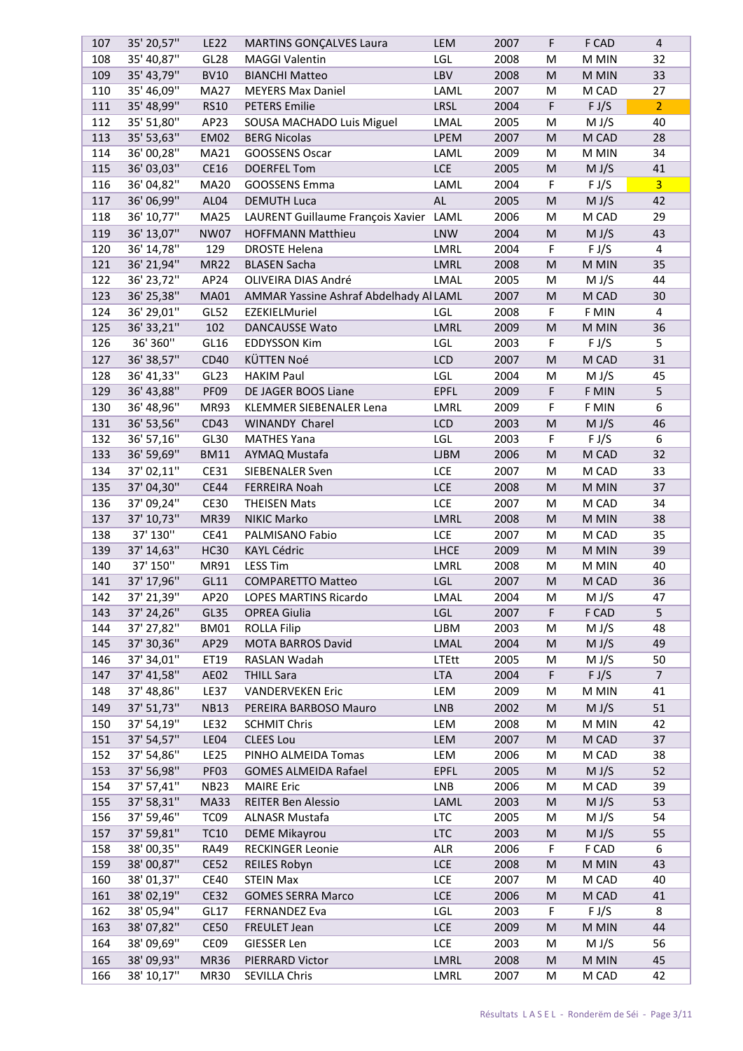| 107 | 35' 20,57'' | LE22 | MARTINS GONÇALVES Laura | LEM | 2007 | F | F CAD | 4 |
|---|---|---|---|---|---|---|---|---|
| 108 | 35' 40,87'' | GL28 | MAGGI Valentin | LGL | 2008 | M | M MIN | 32 |
| 109 | 35' 43,79'' | BV10 | BIANCHI Matteo | LBV | 2008 | M | M MIN | 33 |
| 110 | 35' 46,09'' | MA27 | MEYERS Max Daniel | LAML | 2007 | M | M CAD | 27 |
| 111 | 35' 48,99'' | RS10 | PETERS Emilie | LRSL | 2004 | F | F J/S | 2 |
| 112 | 35' 51,80'' | AP23 | SOUSA MACHADO Luis Miguel | LMAL | 2005 | M | M J/S | 40 |
| 113 | 35' 53,63'' | EM02 | BERG Nicolas | LPEM | 2007 | M | M CAD | 28 |
| 114 | 36' 00,28'' | MA21 | GOOSSENS Oscar | LAML | 2009 | M | M MIN | 34 |
| 115 | 36' 03,03'' | CE16 | DOERFEL Tom | LCE | 2005 | M | M J/S | 41 |
| 116 | 36' 04,82'' | MA20 | GOOSSENS Emma | LAML | 2004 | F | F J/S | 3 |
| 117 | 36' 06,99'' | AL04 | DEMUTH Luca | AL | 2005 | M | M J/S | 42 |
| 118 | 36' 10,77'' | MA25 | LAURENT Guillaume François Xavier | LAML | 2006 | M | M CAD | 29 |
| 119 | 36' 13,07'' | NW07 | HOFFMANN Matthieu | LNW | 2004 | M | M J/S | 43 |
| 120 | 36' 14,78'' | 129 | DROSTE Helena | LMRL | 2004 | F | F J/S | 4 |
| 121 | 36' 21,94'' | MR22 | BLASEN Sacha | LMRL | 2008 | M | M MIN | 35 |
| 122 | 36' 23,72'' | AP24 | OLIVEIRA DIAS André | LMAL | 2005 | M | M J/S | 44 |
| 123 | 36' 25,38'' | MA01 | AMMAR Yassine Ashraf Abdelhady Al | LAML | 2007 | M | M CAD | 30 |
| 124 | 36' 29,01'' | GL52 | EZEKIELMuriel | LGL | 2008 | F | F MIN | 4 |
| 125 | 36' 33,21'' | 102 | DANCAUSSE Wato | LMRL | 2009 | M | M MIN | 36 |
| 126 | 36' 360'' | GL16 | EDDYSSON Kim | LGL | 2003 | F | F J/S | 5 |
| 127 | 36' 38,57'' | CD40 | KÜTTEN Noé | LCD | 2007 | M | M CAD | 31 |
| 128 | 36' 41,33'' | GL23 | HAKIM Paul | LGL | 2004 | M | M J/S | 45 |
| 129 | 36' 43,88'' | PF09 | DE JAGER BOOS Liane | EPFL | 2009 | F | F MIN | 5 |
| 130 | 36' 48,96'' | MR93 | KLEMMER SIEBENALER Lena | LMRL | 2009 | F | F MIN | 6 |
| 131 | 36' 53,56'' | CD43 | WINANDY Charel | LCD | 2003 | M | M J/S | 46 |
| 132 | 36' 57,16'' | GL30 | MATHES Yana | LGL | 2003 | F | F J/S | 6 |
| 133 | 36' 59,69'' | BM11 | AYMAQ Mustafa | LJBM | 2006 | M | M CAD | 32 |
| 134 | 37' 02,11'' | CE31 | SIEBENALER Sven | LCE | 2007 | M | M CAD | 33 |
| 135 | 37' 04,30'' | CE44 | FERREIRA Noah | LCE | 2008 | M | M MIN | 37 |
| 136 | 37' 09,24'' | CE30 | THEISEN Mats | LCE | 2007 | M | M CAD | 34 |
| 137 | 37' 10,73'' | MR39 | NIKIC Marko | LMRL | 2008 | M | M MIN | 38 |
| 138 | 37' 130'' | CE41 | PALMISANO Fabio | LCE | 2007 | M | M CAD | 35 |
| 139 | 37' 14,63'' | HC30 | KAYL Cédric | LHCE | 2009 | M | M MIN | 39 |
| 140 | 37' 150'' | MR91 | LESS Tim | LMRL | 2008 | M | M MIN | 40 |
| 141 | 37' 17,96'' | GL11 | COMPARETTO Matteo | LGL | 2007 | M | M CAD | 36 |
| 142 | 37' 21,39'' | AP20 | LOPES MARTINS Ricardo | LMAL | 2004 | M | M J/S | 47 |
| 143 | 37' 24,26'' | GL35 | OPREA Giulia | LGL | 2007 | F | F CAD | 5 |
| 144 | 37' 27,82'' | BM01 | ROLLA Filip | LJBM | 2003 | M | M J/S | 48 |
| 145 | 37' 30,36'' | AP29 | MOTA BARROS David | LMAL | 2004 | M | M J/S | 49 |
| 146 | 37' 34,01'' | ET19 | RASLAN Wadah | LTEtt | 2005 | M | M J/S | 50 |
| 147 | 37' 41,58'' | AE02 | THILL Sara | LTA | 2004 | F | F J/S | 7 |
| 148 | 37' 48,86'' | LE37 | VANDERVEKEN Eric | LEM | 2009 | M | M MIN | 41 |
| 149 | 37' 51,73'' | NB13 | PEREIRA BARBOSO Mauro | LNB | 2002 | M | M J/S | 51 |
| 150 | 37' 54,19'' | LE32 | SCHMIT Chris | LEM | 2008 | M | M MIN | 42 |
| 151 | 37' 54,57'' | LE04 | CLEES Lou | LEM | 2007 | M | M CAD | 37 |
| 152 | 37' 54,86'' | LE25 | PINHO ALMEIDA Tomas | LEM | 2006 | M | M CAD | 38 |
| 153 | 37' 56,98'' | PF03 | GOMES ALMEIDA Rafael | EPFL | 2005 | M | M J/S | 52 |
| 154 | 37' 57,41'' | NB23 | MAIRE Eric | LNB | 2006 | M | M CAD | 39 |
| 155 | 37' 58,31'' | MA33 | REITER Ben Alessio | LAML | 2003 | M | M J/S | 53 |
| 156 | 37' 59,46'' | TC09 | ALNASR Mustafa | LTC | 2005 | M | M J/S | 54 |
| 157 | 37' 59,81'' | TC10 | DEME Mikayrou | LTC | 2003 | M | M J/S | 55 |
| 158 | 38' 00,35'' | RA49 | RECKINGER Leonie | ALR | 2006 | F | F CAD | 6 |
| 159 | 38' 00,87'' | CE52 | REILES Robyn | LCE | 2008 | M | M MIN | 43 |
| 160 | 38' 01,37'' | CE40 | STEIN Max | LCE | 2007 | M | M CAD | 40 |
| 161 | 38' 02,19'' | CE32 | GOMES SERRA Marco | LCE | 2006 | M | M CAD | 41 |
| 162 | 38' 05,94'' | GL17 | FERNANDEZ Eva | LGL | 2003 | F | F J/S | 8 |
| 163 | 38' 07,82'' | CE50 | FREULET Jean | LCE | 2009 | M | M MIN | 44 |
| 164 | 38' 09,69'' | CE09 | GIESSER Len | LCE | 2003 | M | M J/S | 56 |
| 165 | 38' 09,93'' | MR36 | PIERRARD Victor | LMRL | 2008 | M | M MIN | 45 |
| 166 | 38' 10,17'' | MR30 | SEVILLA Chris | LMRL | 2007 | M | M CAD | 42 |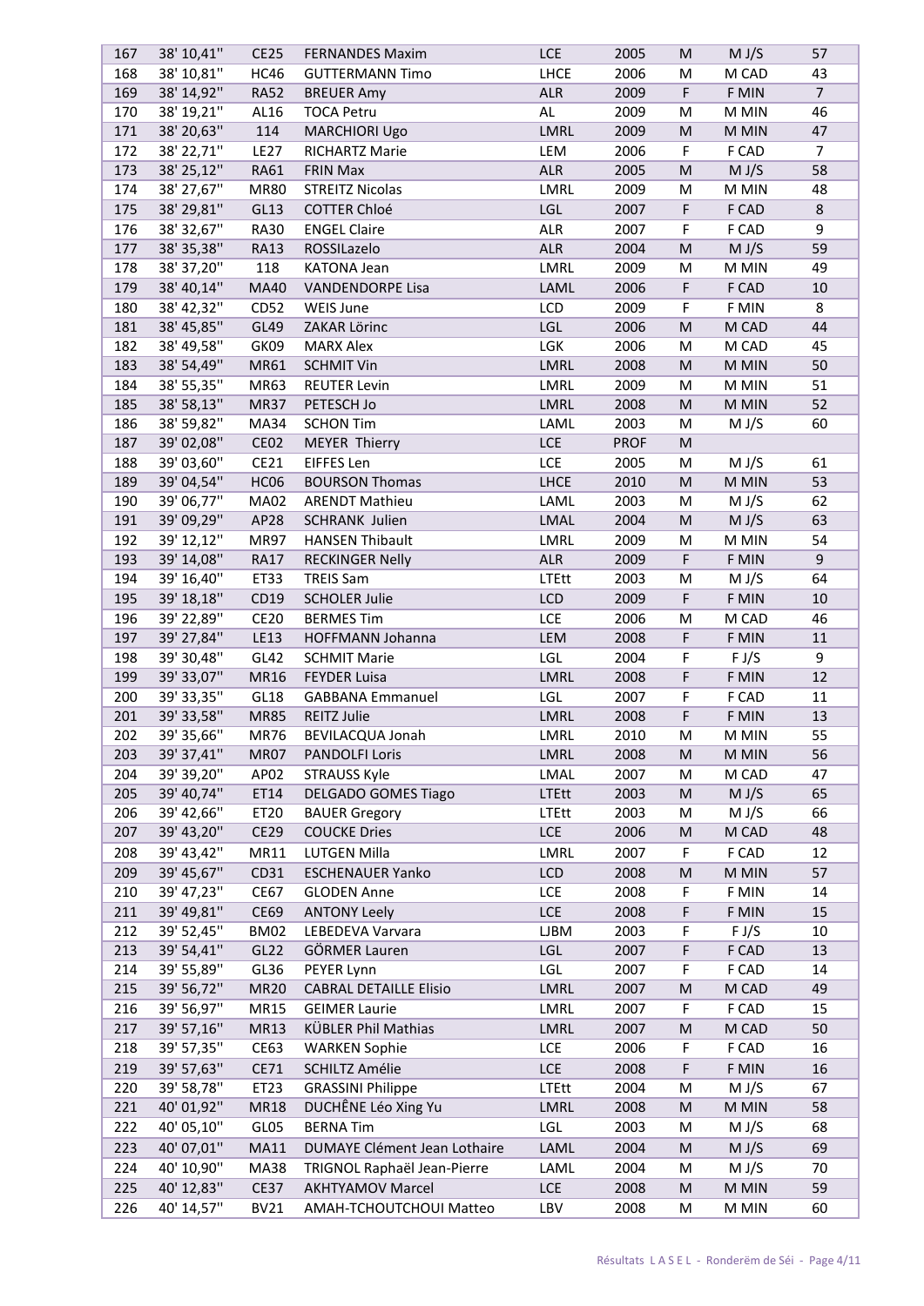| 167 | 38' 10,41'' | CE25 | FERNANDES Maxim | LCE | 2005 | M | M J/S | 57 |
|---|---|---|---|---|---|---|---|---|
| 168 | 38' 10,81'' | HC46 | GUTTERMANN Timo | LHCE | 2006 | M | M CAD | 43 |
| 169 | 38' 14,92'' | RA52 | BREUER Amy | ALR | 2009 | F | F MIN | 7 |
| 170 | 38' 19,21'' | AL16 | TOCA Petru | AL | 2009 | M | M MIN | 46 |
| 171 | 38' 20,63'' | 114 | MARCHIORI Ugo | LMRL | 2009 | M | M MIN | 47 |
| 172 | 38' 22,71'' | LE27 | RICHARTZ Marie | LEM | 2006 | F | F CAD | 7 |
| 173 | 38' 25,12'' | RA61 | FRIN Max | ALR | 2005 | M | M J/S | 58 |
| 174 | 38' 27,67'' | MR80 | STREITZ Nicolas | LMRL | 2009 | M | M MIN | 48 |
| 175 | 38' 29,81'' | GL13 | COTTER Chloé | LGL | 2007 | F | F CAD | 8 |
| 176 | 38' 32,67'' | RA30 | ENGEL Claire | ALR | 2007 | F | F CAD | 9 |
| 177 | 38' 35,38'' | RA13 | ROSSILazelo | ALR | 2004 | M | M J/S | 59 |
| 178 | 38' 37,20'' | 118 | KATONA Jean | LMRL | 2009 | M | M MIN | 49 |
| 179 | 38' 40,14'' | MA40 | VANDENDORPE Lisa | LAML | 2006 | F | F CAD | 10 |
| 180 | 38' 42,32'' | CD52 | WEIS June | LCD | 2009 | F | F MIN | 8 |
| 181 | 38' 45,85'' | GL49 | ZAKAR Lörinc | LGL | 2006 | M | M CAD | 44 |
| 182 | 38' 49,58'' | GK09 | MARX Alex | LGK | 2006 | M | M CAD | 45 |
| 183 | 38' 54,49'' | MR61 | SCHMIT Vin | LMRL | 2008 | M | M MIN | 50 |
| 184 | 38' 55,35'' | MR63 | REUTER Levin | LMRL | 2009 | M | M MIN | 51 |
| 185 | 38' 58,13'' | MR37 | PETESCH Jo | LMRL | 2008 | M | M MIN | 52 |
| 186 | 38' 59,82'' | MA34 | SCHON Tim | LAML | 2003 | M | M J/S | 60 |
| 187 | 39' 02,08'' | CE02 | MEYER Thierry | LCE | PROF | M | | |
| 188 | 39' 03,60'' | CE21 | EIFFES Len | LCE | 2005 | M | M J/S | 61 |
| 189 | 39' 04,54'' | HC06 | BOURSON Thomas | LHCE | 2010 | M | M MIN | 53 |
| 190 | 39' 06,77'' | MA02 | ARENDT Mathieu | LAML | 2003 | M | M J/S | 62 |
| 191 | 39' 09,29'' | AP28 | SCHRANK Julien | LMAL | 2004 | M | M J/S | 63 |
| 192 | 39' 12,12'' | MR97 | HANSEN Thibault | LMRL | 2009 | M | M MIN | 54 |
| 193 | 39' 14,08'' | RA17 | RECKINGER Nelly | ALR | 2009 | F | F MIN | 9 |
| 194 | 39' 16,40'' | ET33 | TREIS Sam | LTEtt | 2003 | M | M J/S | 64 |
| 195 | 39' 18,18'' | CD19 | SCHOLER Julie | LCD | 2009 | F | F MIN | 10 |
| 196 | 39' 22,89'' | CE20 | BERMES Tim | LCE | 2006 | M | M CAD | 46 |
| 197 | 39' 27,84'' | LE13 | HOFFMANN Johanna | LEM | 2008 | F | F MIN | 11 |
| 198 | 39' 30,48'' | GL42 | SCHMIT Marie | LGL | 2004 | F | F J/S | 9 |
| 199 | 39' 33,07'' | MR16 | FEYDER Luisa | LMRL | 2008 | F | F MIN | 12 |
| 200 | 39' 33,35'' | GL18 | GABBANA Emmanuel | LGL | 2007 | F | F CAD | 11 |
| 201 | 39' 33,58'' | MR85 | REITZ Julie | LMRL | 2008 | F | F MIN | 13 |
| 202 | 39' 35,66'' | MR76 | BEVILACQUA Jonah | LMRL | 2010 | M | M MIN | 55 |
| 203 | 39' 37,41'' | MR07 | PANDOLFI Loris | LMRL | 2008 | M | M MIN | 56 |
| 204 | 39' 39,20'' | AP02 | STRAUSS Kyle | LMAL | 2007 | M | M CAD | 47 |
| 205 | 39' 40,74'' | ET14 | DELGADO GOMES Tiago | LTEtt | 2003 | M | M J/S | 65 |
| 206 | 39' 42,66'' | ET20 | BAUER Gregory | LTEtt | 2003 | M | M J/S | 66 |
| 207 | 39' 43,20'' | CE29 | COUCKE Dries | LCE | 2006 | M | M CAD | 48 |
| 208 | 39' 43,42'' | MR11 | LUTGEN Milla | LMRL | 2007 | F | F CAD | 12 |
| 209 | 39' 45,67'' | CD31 | ESCHENAUER Yanko | LCD | 2008 | M | M MIN | 57 |
| 210 | 39' 47,23'' | CE67 | GLODEN Anne | LCE | 2008 | F | F MIN | 14 |
| 211 | 39' 49,81'' | CE69 | ANTONY Leely | LCE | 2008 | F | F MIN | 15 |
| 212 | 39' 52,45'' | BM02 | LEBEDEVA Varvara | LJBM | 2003 | F | F J/S | 10 |
| 213 | 39' 54,41'' | GL22 | GÖRMER Lauren | LGL | 2007 | F | F CAD | 13 |
| 214 | 39' 55,89'' | GL36 | PEYER Lynn | LGL | 2007 | F | F CAD | 14 |
| 215 | 39' 56,72'' | MR20 | CABRAL DETAILLE Elisio | LMRL | 2007 | M | M CAD | 49 |
| 216 | 39' 56,97'' | MR15 | GEIMER Laurie | LMRL | 2007 | F | F CAD | 15 |
| 217 | 39' 57,16'' | MR13 | KÜBLER Phil Mathias | LMRL | 2007 | M | M CAD | 50 |
| 218 | 39' 57,35'' | CE63 | WARKEN Sophie | LCE | 2006 | F | F CAD | 16 |
| 219 | 39' 57,63'' | CE71 | SCHILTZ Amélie | LCE | 2008 | F | F MIN | 16 |
| 220 | 39' 58,78'' | ET23 | GRASSINI Philippe | LTEtt | 2004 | M | M J/S | 67 |
| 221 | 40' 01,92'' | MR18 | DUCHÊNE Léo Xing Yu | LMRL | 2008 | M | M MIN | 58 |
| 222 | 40' 05,10'' | GL05 | BERNA Tim | LGL | 2003 | M | M J/S | 68 |
| 223 | 40' 07,01'' | MA11 | DUMAYE Clément Jean Lothaire | LAML | 2004 | M | M J/S | 69 |
| 224 | 40' 10,90'' | MA38 | TRIGNOL Raphaël Jean-Pierre | LAML | 2004 | M | M J/S | 70 |
| 225 | 40' 12,83'' | CE37 | AKHTYAMOV Marcel | LCE | 2008 | M | M MIN | 59 |
| 226 | 40' 14,57'' | BV21 | AMAH-TCHOUTCHOUI Matteo | LBV | 2008 | M | M MIN | 60 |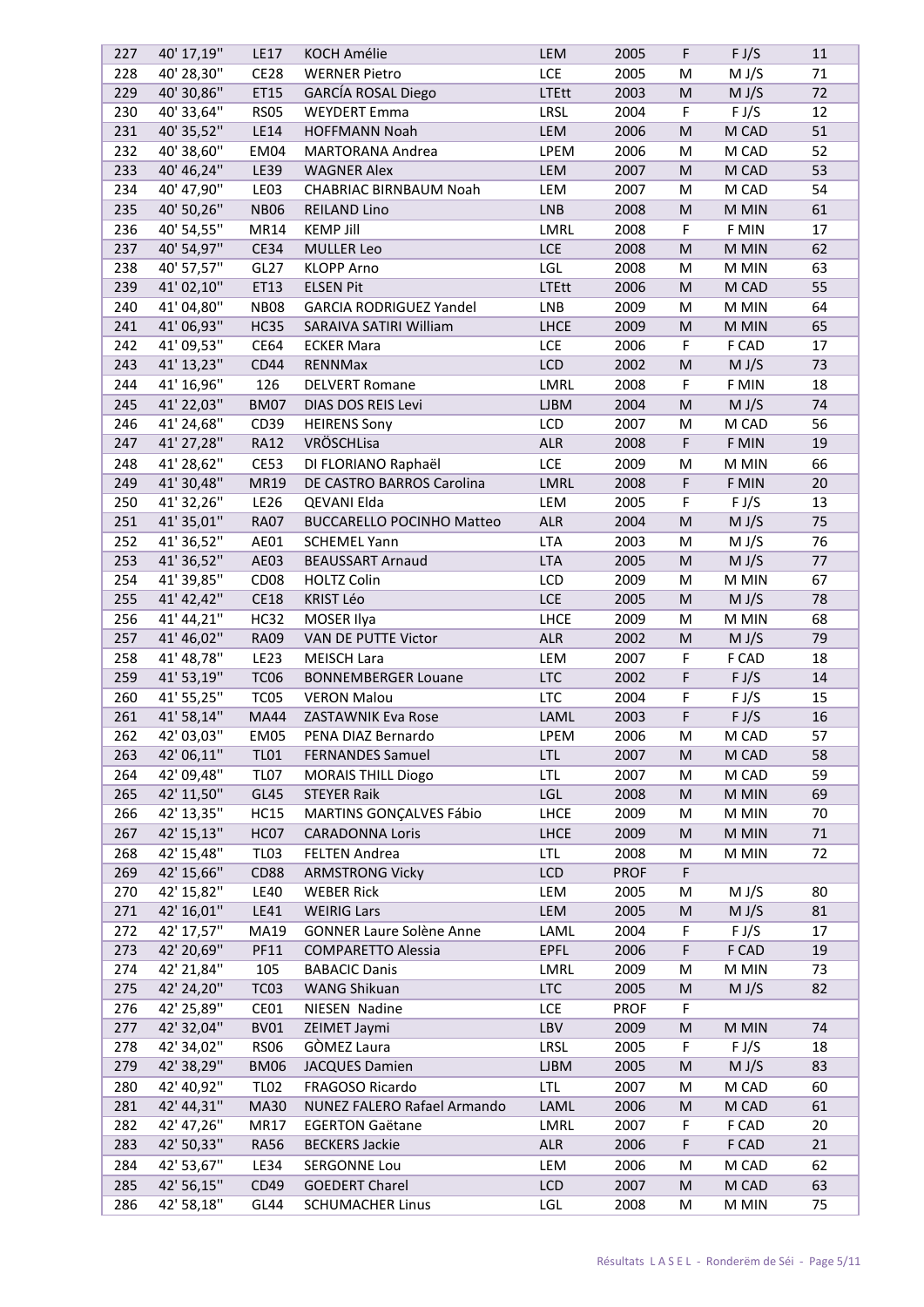| 227 | 40' 17,19'' | LE17 | KOCH Amélie | LEM | 2005 | F | F J/S | 11 |
|---|---|---|---|---|---|---|---|---|
| 228 | 40' 28,30'' | CE28 | WERNER Pietro | LCE | 2005 | M | M J/S | 71 |
| 229 | 40' 30,86'' | ET15 | GARCÍA ROSAL Diego | LTEtt | 2003 | M | M J/S | 72 |
| 230 | 40' 33,64'' | RS05 | WEYDERT Emma | LRSL | 2004 | F | F J/S | 12 |
| 231 | 40' 35,52'' | LE14 | HOFFMANN Noah | LEM | 2006 | M | M CAD | 51 |
| 232 | 40' 38,60'' | EM04 | MARTORANA Andrea | LPEM | 2006 | M | M CAD | 52 |
| 233 | 40' 46,24'' | LE39 | WAGNER Alex | LEM | 2007 | M | M CAD | 53 |
| 234 | 40' 47,90'' | LE03 | CHABRIAC BIRNBAUM Noah | LEM | 2007 | M | M CAD | 54 |
| 235 | 40' 50,26'' | NB06 | REILAND Lino | LNB | 2008 | M | M MIN | 61 |
| 236 | 40' 54,55'' | MR14 | KEMP Jill | LMRL | 2008 | F | F MIN | 17 |
| 237 | 40' 54,97'' | CE34 | MULLER Leo | LCE | 2008 | M | M MIN | 62 |
| 238 | 40' 57,57'' | GL27 | KLOPP Arno | LGL | 2008 | M | M MIN | 63 |
| 239 | 41' 02,10'' | ET13 | ELSEN Pit | LTEtt | 2006 | M | M CAD | 55 |
| 240 | 41' 04,80'' | NB08 | GARCIA RODRIGUEZ Yandel | LNB | 2009 | M | M MIN | 64 |
| 241 | 41' 06,93'' | HC35 | SARAIVA SATIRI William | LHCE | 2009 | M | M MIN | 65 |
| 242 | 41' 09,53'' | CE64 | ECKER Mara | LCE | 2006 | F | F CAD | 17 |
| 243 | 41' 13,23'' | CD44 | RENNMax | LCD | 2002 | M | M J/S | 73 |
| 244 | 41' 16,96'' | 126 | DELVERT Romane | LMRL | 2008 | F | F MIN | 18 |
| 245 | 41' 22,03'' | BM07 | DIAS DOS REIS Levi | LJBM | 2004 | M | M J/S | 74 |
| 246 | 41' 24,68'' | CD39 | HEIRENS Sony | LCD | 2007 | M | M CAD | 56 |
| 247 | 41' 27,28'' | RA12 | VRÖSCHLisa | ALR | 2008 | F | F MIN | 19 |
| 248 | 41' 28,62'' | CE53 | DI FLORIANO Raphaël | LCE | 2009 | M | M MIN | 66 |
| 249 | 41' 30,48'' | MR19 | DE CASTRO BARROS Carolina | LMRL | 2008 | F | F MIN | 20 |
| 250 | 41' 32,26'' | LE26 | QEVANI Elda | LEM | 2005 | F | F J/S | 13 |
| 251 | 41' 35,01'' | RA07 | BUCCARELLO POCINHO Matteo | ALR | 2004 | M | M J/S | 75 |
| 252 | 41' 36,52'' | AE01 | SCHEMEL Yann | LTA | 2003 | M | M J/S | 76 |
| 253 | 41' 36,52'' | AE03 | BEAUSSART Arnaud | LTA | 2005 | M | M J/S | 77 |
| 254 | 41' 39,85'' | CD08 | HOLTZ Colin | LCD | 2009 | M | M MIN | 67 |
| 255 | 41' 42,42'' | CE18 | KRIST Léo | LCE | 2005 | M | M J/S | 78 |
| 256 | 41' 44,21'' | HC32 | MOSER Ilya | LHCE | 2009 | M | M MIN | 68 |
| 257 | 41' 46,02'' | RA09 | VAN DE PUTTE Victor | ALR | 2002 | M | M J/S | 79 |
| 258 | 41' 48,78'' | LE23 | MEISCH Lara | LEM | 2007 | F | F CAD | 18 |
| 259 | 41' 53,19'' | TC06 | BONNEMBERGER Louane | LTC | 2002 | F | F J/S | 14 |
| 260 | 41' 55,25'' | TC05 | VERON Malou | LTC | 2004 | F | F J/S | 15 |
| 261 | 41' 58,14'' | MA44 | ZASTAWNIK Eva Rose | LAML | 2003 | F | F J/S | 16 |
| 262 | 42' 03,03'' | EM05 | PENA DIAZ Bernardo | LPEM | 2006 | M | M CAD | 57 |
| 263 | 42' 06,11'' | TL01 | FERNANDES Samuel | LTL | 2007 | M | M CAD | 58 |
| 264 | 42' 09,48'' | TL07 | MORAIS THILL Diogo | LTL | 2007 | M | M CAD | 59 |
| 265 | 42' 11,50'' | GL45 | STEYER Raik | LGL | 2008 | M | M MIN | 69 |
| 266 | 42' 13,35'' | HC15 | MARTINS GONÇALVES Fábio | LHCE | 2009 | M | M MIN | 70 |
| 267 | 42' 15,13'' | HC07 | CARADONNA Loris | LHCE | 2009 | M | M MIN | 71 |
| 268 | 42' 15,48'' | TL03 | FELTEN Andrea | LTL | 2008 | M | M MIN | 72 |
| 269 | 42' 15,66'' | CD88 | ARMSTRONG Vicky | LCD | PROF | F | | |
| 270 | 42' 15,82'' | LE40 | WEBER Rick | LEM | 2005 | M | M J/S | 80 |
| 271 | 42' 16,01'' | LE41 | WEIRIG Lars | LEM | 2005 | M | M J/S | 81 |
| 272 | 42' 17,57'' | MA19 | GONNER Laure Solène Anne | LAML | 2004 | F | F J/S | 17 |
| 273 | 42' 20,69'' | PF11 | COMPARETTO Alessia | EPFL | 2006 | F | F CAD | 19 |
| 274 | 42' 21,84'' | 105 | BABACIC Danis | LMRL | 2009 | M | M MIN | 73 |
| 275 | 42' 24,20'' | TC03 | WANG Shikuan | LTC | 2005 | M | M J/S | 82 |
| 276 | 42' 25,89'' | CE01 | NIESEN Nadine | LCE | PROF | F | | |
| 277 | 42' 32,04'' | BV01 | ZEIMET Jaymi | LBV | 2009 | M | M MIN | 74 |
| 278 | 42' 34,02'' | RS06 | GÒMEZ Laura | LRSL | 2005 | F | F J/S | 18 |
| 279 | 42' 38,29'' | BM06 | JACQUES Damien | LJBM | 2005 | M | M J/S | 83 |
| 280 | 42' 40,92'' | TL02 | FRAGOSO Ricardo | LTL | 2007 | M | M CAD | 60 |
| 281 | 42' 44,31'' | MA30 | NUNEZ FALERO Rafael Armando | LAML | 2006 | M | M CAD | 61 |
| 282 | 42' 47,26'' | MR17 | EGERTON Gaëtane | LMRL | 2007 | F | F CAD | 20 |
| 283 | 42' 50,33'' | RA56 | BECKERS Jackie | ALR | 2006 | F | F CAD | 21 |
| 284 | 42' 53,67'' | LE34 | SERGONNE Lou | LEM | 2006 | M | M CAD | 62 |
| 285 | 42' 56,15'' | CD49 | GOEDERT Charel | LCD | 2007 | M | M CAD | 63 |
| 286 | 42' 58,18'' | GL44 | SCHUMACHER Linus | LGL | 2008 | M | M MIN | 75 |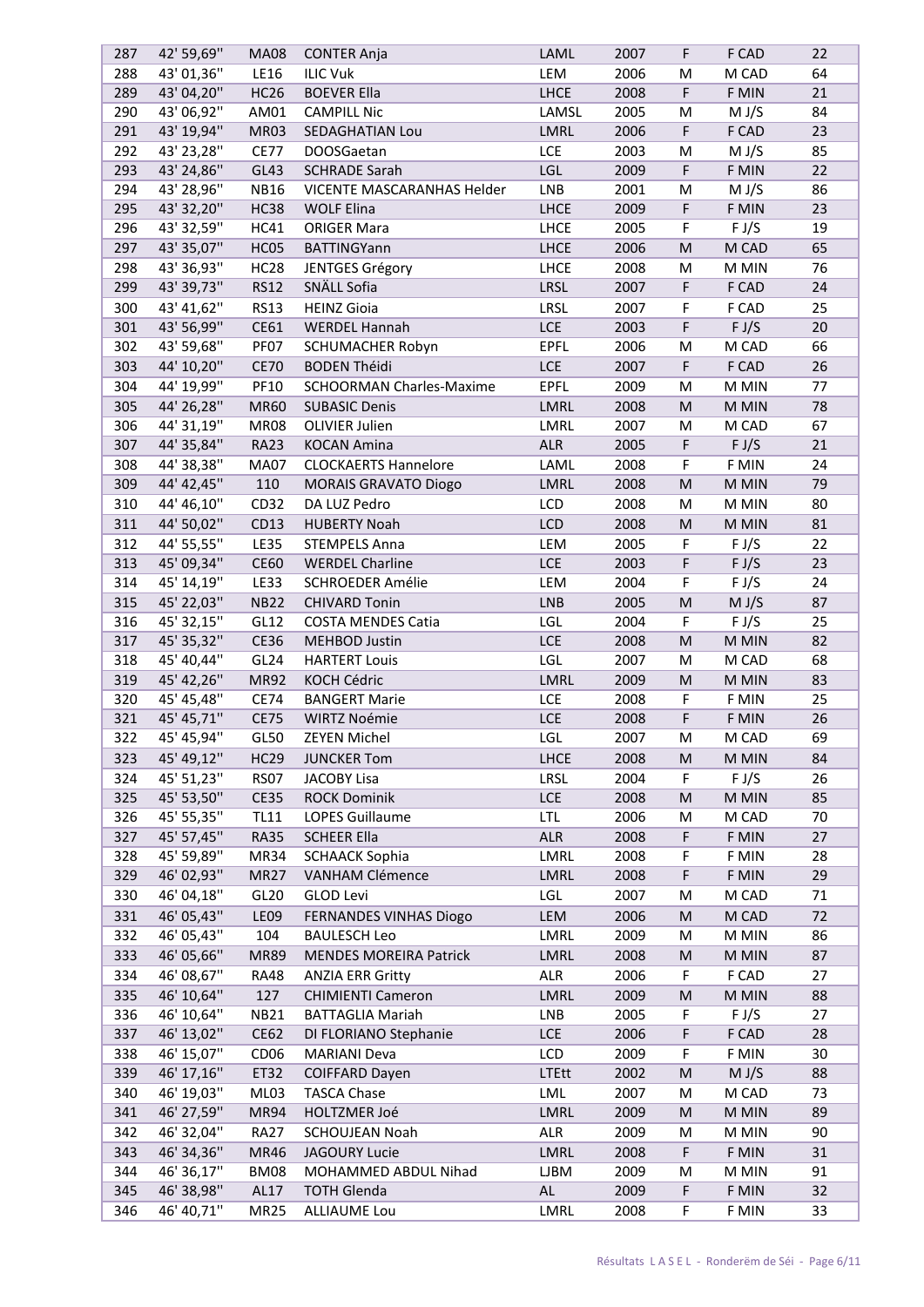| 287 | 42' 59,69'' | MA08 | CONTER Anja | LAML | 2007 | F | F CAD | 22 |
|---|---|---|---|---|---|---|---|---|
| 288 | 43' 01,36'' | LE16 | ILIC Vuk | LEM | 2006 | M | M CAD | 64 |
| 289 | 43' 04,20'' | HC26 | BOEVER Ella | LHCE | 2008 | F | F MIN | 21 |
| 290 | 43' 06,92'' | AM01 | CAMPILL Nic | LAMSL | 2005 | M | M J/S | 84 |
| 291 | 43' 19,94'' | MR03 | SEDAGHATIAN Lou | LMRL | 2006 | F | F CAD | 23 |
| 292 | 43' 23,28'' | CE77 | DOOSGaetan | LCE | 2003 | M | M J/S | 85 |
| 293 | 43' 24,86'' | GL43 | SCHRADE Sarah | LGL | 2009 | F | F MIN | 22 |
| 294 | 43' 28,96'' | NB16 | VICENTE MASCARANHAS Helder | LNB | 2001 | M | M J/S | 86 |
| 295 | 43' 32,20'' | HC38 | WOLF Elina | LHCE | 2009 | F | F MIN | 23 |
| 296 | 43' 32,59'' | HC41 | ORIGER Mara | LHCE | 2005 | F | F J/S | 19 |
| 297 | 43' 35,07'' | HC05 | BATTINGYann | LHCE | 2006 | M | M CAD | 65 |
| 298 | 43' 36,93'' | HC28 | JENTGES Grégory | LHCE | 2008 | M | M MIN | 76 |
| 299 | 43' 39,73'' | RS12 | SNÄLL Sofia | LRSL | 2007 | F | F CAD | 24 |
| 300 | 43' 41,62'' | RS13 | HEINZ Gioia | LRSL | 2007 | F | F CAD | 25 |
| 301 | 43' 56,99'' | CE61 | WERDEL Hannah | LCE | 2003 | F | F J/S | 20 |
| 302 | 43' 59,68'' | PF07 | SCHUMACHER Robyn | EPFL | 2006 | M | M CAD | 66 |
| 303 | 44' 10,20'' | CE70 | BODEN Théidi | LCE | 2007 | F | F CAD | 26 |
| 304 | 44' 19,99'' | PF10 | SCHOORMAN Charles-Maxime | EPFL | 2009 | M | M MIN | 77 |
| 305 | 44' 26,28'' | MR60 | SUBASIC Denis | LMRL | 2008 | M | M MIN | 78 |
| 306 | 44' 31,19'' | MR08 | OLIVIER Julien | LMRL | 2007 | M | M CAD | 67 |
| 307 | 44' 35,84'' | RA23 | KOCAN Amina | ALR | 2005 | F | F J/S | 21 |
| 308 | 44' 38,38'' | MA07 | CLOCKAERTS Hannelore | LAML | 2008 | F | F MIN | 24 |
| 309 | 44' 42,45'' | 110 | MORAIS GRAVATO Diogo | LMRL | 2008 | M | M MIN | 79 |
| 310 | 44' 46,10'' | CD32 | DA LUZ Pedro | LCD | 2008 | M | M MIN | 80 |
| 311 | 44' 50,02'' | CD13 | HUBERTY Noah | LCD | 2008 | M | M MIN | 81 |
| 312 | 44' 55,55'' | LE35 | STEMPELS Anna | LEM | 2005 | F | F J/S | 22 |
| 313 | 45' 09,34'' | CE60 | WERDEL Charline | LCE | 2003 | F | F J/S | 23 |
| 314 | 45' 14,19'' | LE33 | SCHROEDER Amélie | LEM | 2004 | F | F J/S | 24 |
| 315 | 45' 22,03'' | NB22 | CHIVARD Tonin | LNB | 2005 | M | M J/S | 87 |
| 316 | 45' 32,15'' | GL12 | COSTA MENDES Catia | LGL | 2004 | F | F J/S | 25 |
| 317 | 45' 35,32'' | CE36 | MEHBOD Justin | LCE | 2008 | M | M MIN | 82 |
| 318 | 45' 40,44'' | GL24 | HARTERT Louis | LGL | 2007 | M | M CAD | 68 |
| 319 | 45' 42,26'' | MR92 | KOCH Cédric | LMRL | 2009 | M | M MIN | 83 |
| 320 | 45' 45,48'' | CE74 | BANGERT Marie | LCE | 2008 | F | F MIN | 25 |
| 321 | 45' 45,71'' | CE75 | WIRTZ Noémie | LCE | 2008 | F | F MIN | 26 |
| 322 | 45' 45,94'' | GL50 | ZEYEN Michel | LGL | 2007 | M | M CAD | 69 |
| 323 | 45' 49,12'' | HC29 | JUNCKER Tom | LHCE | 2008 | M | M MIN | 84 |
| 324 | 45' 51,23'' | RS07 | JACOBY Lisa | LRSL | 2004 | F | F J/S | 26 |
| 325 | 45' 53,50'' | CE35 | ROCK Dominik | LCE | 2008 | M | M MIN | 85 |
| 326 | 45' 55,35'' | TL11 | LOPES Guillaume | LTL | 2006 | M | M CAD | 70 |
| 327 | 45' 57,45'' | RA35 | SCHEER Ella | ALR | 2008 | F | F MIN | 27 |
| 328 | 45' 59,89'' | MR34 | SCHAACK Sophia | LMRL | 2008 | F | F MIN | 28 |
| 329 | 46' 02,93'' | MR27 | VANHAM Clémence | LMRL | 2008 | F | F MIN | 29 |
| 330 | 46' 04,18'' | GL20 | GLOD Levi | LGL | 2007 | M | M CAD | 71 |
| 331 | 46' 05,43'' | LE09 | FERNANDES VINHAS Diogo | LEM | 2006 | M | M CAD | 72 |
| 332 | 46' 05,43'' | 104 | BAULESCH Leo | LMRL | 2009 | M | M MIN | 86 |
| 333 | 46' 05,66'' | MR89 | MENDES MOREIRA Patrick | LMRL | 2008 | M | M MIN | 87 |
| 334 | 46' 08,67'' | RA48 | ANZIA ERR Gritty | ALR | 2006 | F | F CAD | 27 |
| 335 | 46' 10,64'' | 127 | CHIMIENTI Cameron | LMRL | 2009 | M | M MIN | 88 |
| 336 | 46' 10,64'' | NB21 | BATTAGLIA Mariah | LNB | 2005 | F | F J/S | 27 |
| 337 | 46' 13,02'' | CE62 | DI FLORIANO Stephanie | LCE | 2006 | F | F CAD | 28 |
| 338 | 46' 15,07'' | CD06 | MARIANI Deva | LCD | 2009 | F | F MIN | 30 |
| 339 | 46' 17,16'' | ET32 | COIFFARD Dayen | LTEtt | 2002 | M | M J/S | 88 |
| 340 | 46' 19,03'' | ML03 | TASCA Chase | LML | 2007 | M | M CAD | 73 |
| 341 | 46' 27,59'' | MR94 | HOLTZMER Joé | LMRL | 2009 | M | M MIN | 89 |
| 342 | 46' 32,04'' | RA27 | SCHOUJEAN Noah | ALR | 2009 | M | M MIN | 90 |
| 343 | 46' 34,36'' | MR46 | JAGOURY Lucie | LMRL | 2008 | F | F MIN | 31 |
| 344 | 46' 36,17'' | BM08 | MOHAMMED ABDUL Nihad | LJBM | 2009 | M | M MIN | 91 |
| 345 | 46' 38,98'' | AL17 | TOTH Glenda | AL | 2009 | F | F MIN | 32 |
| 346 | 46' 40,71'' | MR25 | ALLIAUME Lou | LMRL | 2008 | F | F MIN | 33 |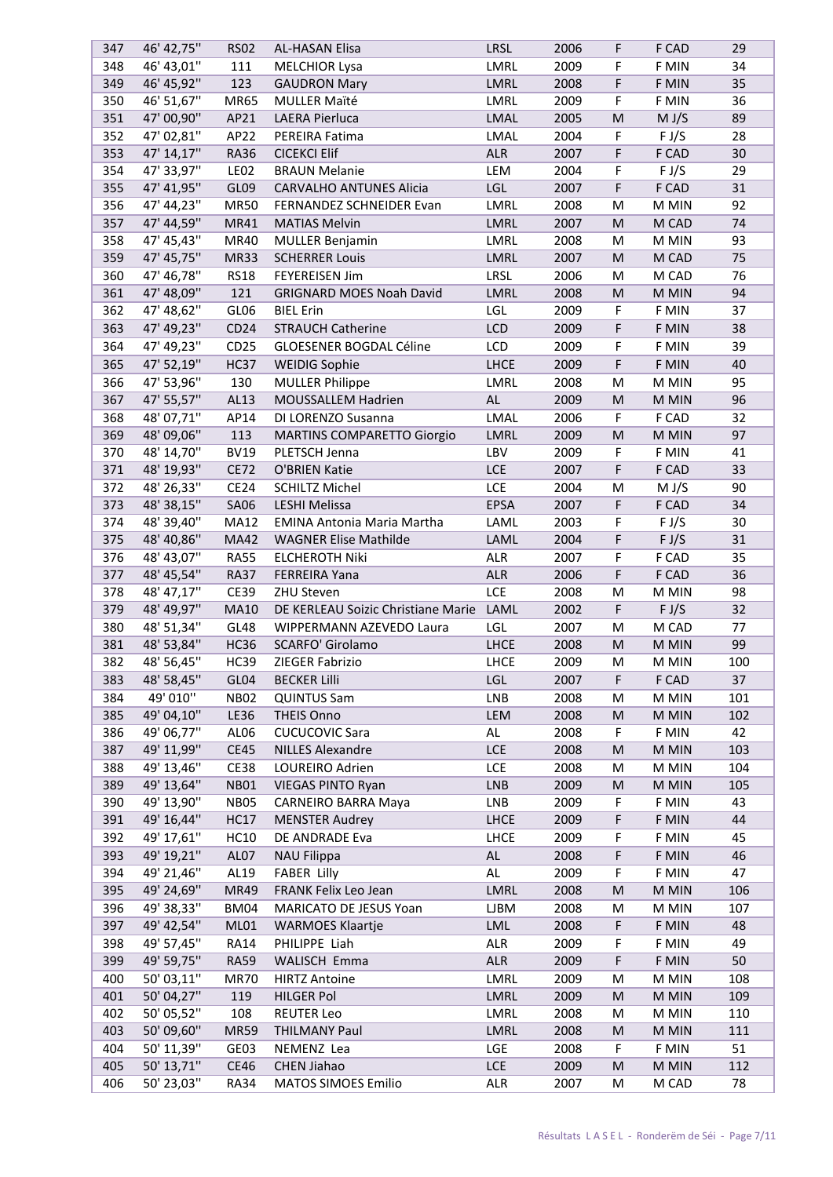| | | | | | | | | |
|---|---|---|---|---|---|---|---|---|
| 347 | 46' 42,75'' | RS02 | AL-HASAN Elisa | LRSL | 2006 | F | F CAD | 29 |
| 348 | 46' 43,01'' | 111 | MELCHIOR Lysa | LMRL | 2009 | F | F MIN | 34 |
| 349 | 46' 45,92'' | 123 | GAUDRON Mary | LMRL | 2008 | F | F MIN | 35 |
| 350 | 46' 51,67'' | MR65 | MULLER Maïté | LMRL | 2009 | F | F MIN | 36 |
| 351 | 47' 00,90'' | AP21 | LAERA Pierluca | LMAL | 2005 | M | M J/S | 89 |
| 352 | 47' 02,81'' | AP22 | PEREIRA Fatima | LMAL | 2004 | F | F J/S | 28 |
| 353 | 47' 14,17'' | RA36 | CICEKCI Elif | ALR | 2007 | F | F CAD | 30 |
| 354 | 47' 33,97'' | LE02 | BRAUN Melanie | LEM | 2004 | F | F J/S | 29 |
| 355 | 47' 41,95'' | GL09 | CARVALHO ANTUNES Alicia | LGL | 2007 | F | F CAD | 31 |
| 356 | 47' 44,23'' | MR50 | FERNANDEZ SCHNEIDER Evan | LMRL | 2008 | M | M MIN | 92 |
| 357 | 47' 44,59'' | MR41 | MATIAS Melvin | LMRL | 2007 | M | M CAD | 74 |
| 358 | 47' 45,43'' | MR40 | MULLER Benjamin | LMRL | 2008 | M | M MIN | 93 |
| 359 | 47' 45,75'' | MR33 | SCHERRER Louis | LMRL | 2007 | M | M CAD | 75 |
| 360 | 47' 46,78'' | RS18 | FEYEREISEN Jim | LRSL | 2006 | M | M CAD | 76 |
| 361 | 47' 48,09'' | 121 | GRIGNARD MOES Noah David | LMRL | 2008 | M | M MIN | 94 |
| 362 | 47' 48,62'' | GL06 | BIEL Erin | LGL | 2009 | F | F MIN | 37 |
| 363 | 47' 49,23'' | CD24 | STRAUCH Catherine | LCD | 2009 | F | F MIN | 38 |
| 364 | 47' 49,23'' | CD25 | GLOESENER BOGDAL Céline | LCD | 2009 | F | F MIN | 39 |
| 365 | 47' 52,19'' | HC37 | WEIDIG Sophie | LHCE | 2009 | F | F MIN | 40 |
| 366 | 47' 53,96'' | 130 | MULLER Philippe | LMRL | 2008 | M | M MIN | 95 |
| 367 | 47' 55,57'' | AL13 | MOUSSALLEM Hadrien | AL | 2009 | M | M MIN | 96 |
| 368 | 48' 07,71'' | AP14 | DI LORENZO Susanna | LMAL | 2006 | F | F CAD | 32 |
| 369 | 48' 09,06'' | 113 | MARTINS COMPARETTO Giorgio | LMRL | 2009 | M | M MIN | 97 |
| 370 | 48' 14,70'' | BV19 | PLETSCH Jenna | LBV | 2009 | F | F MIN | 41 |
| 371 | 48' 19,93'' | CE72 | O'BRIEN Katie | LCE | 2007 | F | F CAD | 33 |
| 372 | 48' 26,33'' | CE24 | SCHILTZ Michel | LCE | 2004 | M | M J/S | 90 |
| 373 | 48' 38,15'' | SA06 | LESHI Melissa | EPSA | 2007 | F | F CAD | 34 |
| 374 | 48' 39,40'' | MA12 | EMINA Antonia Maria Martha | LAML | 2003 | F | F J/S | 30 |
| 375 | 48' 40,86'' | MA42 | WAGNER Elise Mathilde | LAML | 2004 | F | F J/S | 31 |
| 376 | 48' 43,07'' | RA55 | ELCHEROTH Niki | ALR | 2007 | F | F CAD | 35 |
| 377 | 48' 45,54'' | RA37 | FERREIRA Yana | ALR | 2006 | F | F CAD | 36 |
| 378 | 48' 47,17'' | CE39 | ZHU Steven | LCE | 2008 | M | M MIN | 98 |
| 379 | 48' 49,97'' | MA10 | DE KERLEAU Soizic Christiane Marie | LAML | 2002 | F | F J/S | 32 |
| 380 | 48' 51,34'' | GL48 | WIPPERMANN AZEVEDO Laura | LGL | 2007 | M | M CAD | 77 |
| 381 | 48' 53,84'' | HC36 | SCARFO' Girolamo | LHCE | 2008 | M | M MIN | 99 |
| 382 | 48' 56,45'' | HC39 | ZIEGER Fabrizio | LHCE | 2009 | M | M MIN | 100 |
| 383 | 48' 58,45'' | GL04 | BECKER Lilli | LGL | 2007 | F | F CAD | 37 |
| 384 | 49' 010'' | NB02 | QUINTUS Sam | LNB | 2008 | M | M MIN | 101 |
| 385 | 49' 04,10'' | LE36 | THEIS Onno | LEM | 2008 | M | M MIN | 102 |
| 386 | 49' 06,77'' | AL06 | CUCUCOVIC Sara | AL | 2008 | F | F MIN | 42 |
| 387 | 49' 11,99'' | CE45 | NILLES Alexandre | LCE | 2008 | M | M MIN | 103 |
| 388 | 49' 13,46'' | CE38 | LOUREIRO Adrien | LCE | 2008 | M | M MIN | 104 |
| 389 | 49' 13,64'' | NB01 | VIEGAS PINTO Ryan | LNB | 2009 | M | M MIN | 105 |
| 390 | 49' 13,90'' | NB05 | CARNEIRO BARRA Maya | LNB | 2009 | F | F MIN | 43 |
| 391 | 49' 16,44'' | HC17 | MENSTER Audrey | LHCE | 2009 | F | F MIN | 44 |
| 392 | 49' 17,61'' | HC10 | DE ANDRADE Eva | LHCE | 2009 | F | F MIN | 45 |
| 393 | 49' 19,21'' | AL07 | NAU Filippa | AL | 2008 | F | F MIN | 46 |
| 394 | 49' 21,46'' | AL19 | FABER Lilly | AL | 2009 | F | F MIN | 47 |
| 395 | 49' 24,69'' | MR49 | FRANK Felix Leo Jean | LMRL | 2008 | M | M MIN | 106 |
| 396 | 49' 38,33'' | BM04 | MARICATO DE JESUS Yoan | LJBM | 2008 | M | M MIN | 107 |
| 397 | 49' 42,54'' | ML01 | WARMOES Klaartje | LML | 2008 | F | F MIN | 48 |
| 398 | 49' 57,45'' | RA14 | PHILIPPE Liah | ALR | 2009 | F | F MIN | 49 |
| 399 | 49' 59,75'' | RA59 | WALISCH Emma | ALR | 2009 | F | F MIN | 50 |
| 400 | 50' 03,11'' | MR70 | HIRTZ Antoine | LMRL | 2009 | M | M MIN | 108 |
| 401 | 50' 04,27'' | 119 | HILGER Pol | LMRL | 2009 | M | M MIN | 109 |
| 402 | 50' 05,52'' | 108 | REUTER Leo | LMRL | 2008 | M | M MIN | 110 |
| 403 | 50' 09,60'' | MR59 | THILMANY Paul | LMRL | 2008 | M | M MIN | 111 |
| 404 | 50' 11,39'' | GE03 | NEMENZ Lea | LGE | 2008 | F | F MIN | 51 |
| 405 | 50' 13,71'' | CE46 | CHEN Jiahao | LCE | 2009 | M | M MIN | 112 |
| 406 | 50' 23,03'' | RA34 | MATOS SIMOES Emilio | ALR | 2007 | M | M CAD | 78 |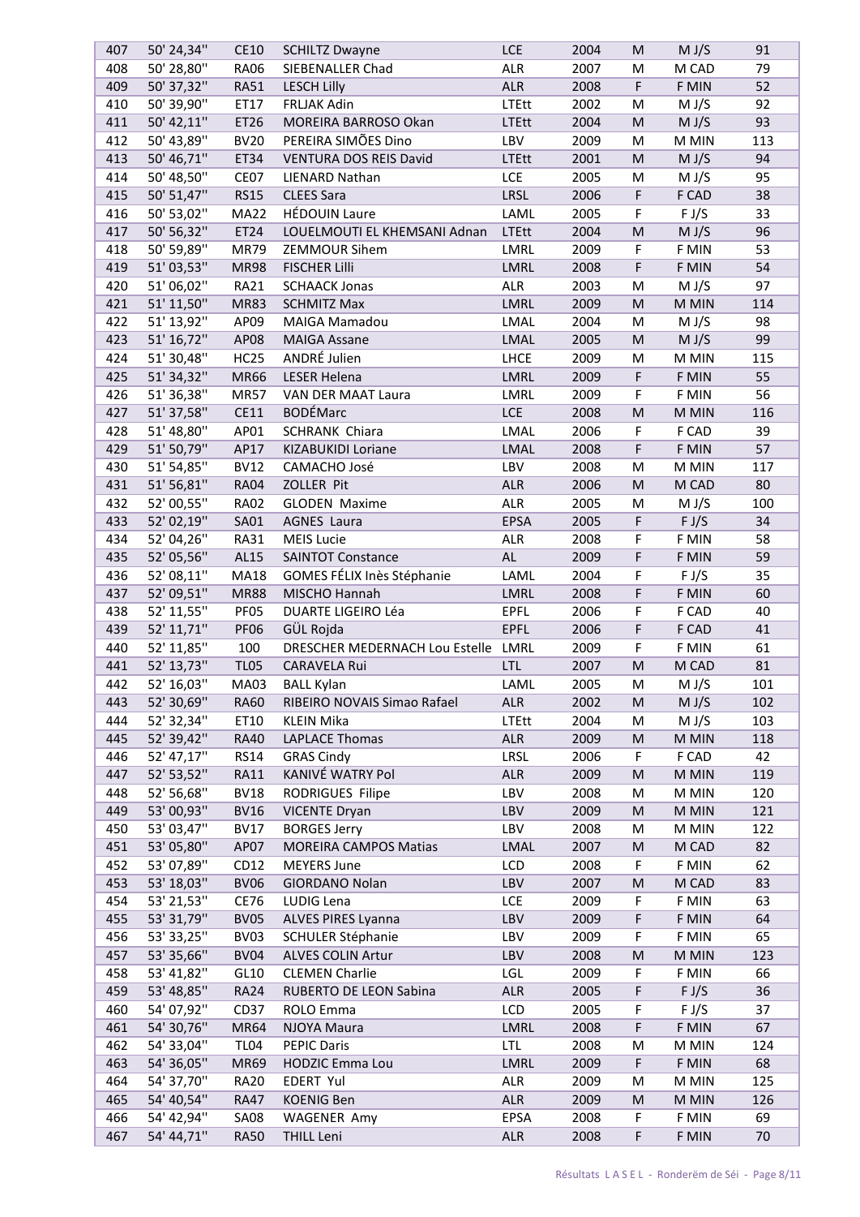| 407 | 50' 24,34'' | CE10 | SCHILTZ Dwayne | LCE | 2004 | M | M J/S | 91 |
|---|---|---|---|---|---|---|---|---|
| 408 | 50' 28,80'' | RA06 | SIEBENALLER Chad | ALR | 2007 | M | M CAD | 79 |
| 409 | 50' 37,32'' | RA51 | LESCH Lilly | ALR | 2008 | F | F MIN | 52 |
| 410 | 50' 39,90'' | ET17 | FRLJAK Adin | LTEtt | 2002 | M | M J/S | 92 |
| 411 | 50' 42,11'' | ET26 | MOREIRA BARROSO Okan | LTEtt | 2004 | M | M J/S | 93 |
| 412 | 50' 43,89'' | BV20 | PEREIRA SIMÕES Dino | LBV | 2009 | M | M MIN | 113 |
| 413 | 50' 46,71'' | ET34 | VENTURA DOS REIS David | LTEtt | 2001 | M | M J/S | 94 |
| 414 | 50' 48,50'' | CE07 | LIENARD Nathan | LCE | 2005 | M | M J/S | 95 |
| 415 | 50' 51,47'' | RS15 | CLEES Sara | LRSL | 2006 | F | F CAD | 38 |
| 416 | 50' 53,02'' | MA22 | HÉDOUIN Laure | LAML | 2005 | F | F J/S | 33 |
| 417 | 50' 56,32'' | ET24 | LOUELMOUTI EL KHEMSANI Adnan | LTEtt | 2004 | M | M J/S | 96 |
| 418 | 50' 59,89'' | MR79 | ZEMMOUR Sihem | LMRL | 2009 | F | F MIN | 53 |
| 419 | 51' 03,53'' | MR98 | FISCHER Lilli | LMRL | 2008 | F | F MIN | 54 |
| 420 | 51' 06,02'' | RA21 | SCHAACK Jonas | ALR | 2003 | M | M J/S | 97 |
| 421 | 51' 11,50'' | MR83 | SCHMITZ Max | LMRL | 2009 | M | M MIN | 114 |
| 422 | 51' 13,92'' | AP09 | MAIGA Mamadou | LMAL | 2004 | M | M J/S | 98 |
| 423 | 51' 16,72'' | AP08 | MAIGA Assane | LMAL | 2005 | M | M J/S | 99 |
| 424 | 51' 30,48'' | HC25 | ANDRÉ Julien | LHCE | 2009 | M | M MIN | 115 |
| 425 | 51' 34,32'' | MR66 | LESER Helena | LMRL | 2009 | F | F MIN | 55 |
| 426 | 51' 36,38'' | MR57 | VAN DER MAAT Laura | LMRL | 2009 | F | F MIN | 56 |
| 427 | 51' 37,58'' | CE11 | BODÉMarc | LCE | 2008 | M | M MIN | 116 |
| 428 | 51' 48,80'' | AP01 | SCHRANK Chiara | LMAL | 2006 | F | F CAD | 39 |
| 429 | 51' 50,79'' | AP17 | KIZABUKIDI Loriane | LMAL | 2008 | F | F MIN | 57 |
| 430 | 51' 54,85'' | BV12 | CAMACHO José | LBV | 2008 | M | M MIN | 117 |
| 431 | 51' 56,81'' | RA04 | ZOLLER Pit | ALR | 2006 | M | M CAD | 80 |
| 432 | 52' 00,55'' | RA02 | GLODEN Maxime | ALR | 2005 | M | M J/S | 100 |
| 433 | 52' 02,19'' | SA01 | AGNES Laura | EPSA | 2005 | F | F J/S | 34 |
| 434 | 52' 04,26'' | RA31 | MEIS Lucie | ALR | 2008 | F | F MIN | 58 |
| 435 | 52' 05,56'' | AL15 | SAINTOT Constance | AL | 2009 | F | F MIN | 59 |
| 436 | 52' 08,11'' | MA18 | GOMES FÉLIX Inès Stéphanie | LAML | 2004 | F | F J/S | 35 |
| 437 | 52' 09,51'' | MR88 | MISCHO Hannah | LMRL | 2008 | F | F MIN | 60 |
| 438 | 52' 11,55'' | PF05 | DUARTE LIGEIRO Léa | EPFL | 2006 | F | F CAD | 40 |
| 439 | 52' 11,71'' | PF06 | GÜL Rojda | EPFL | 2006 | F | F CAD | 41 |
| 440 | 52' 11,85'' | 100 | DRESCHER MEDERNACH Lou Estelle | LMRL | 2009 | F | F MIN | 61 |
| 441 | 52' 13,73'' | TL05 | CARAVELA Rui | LTL | 2007 | M | M CAD | 81 |
| 442 | 52' 16,03'' | MA03 | BALL Kylan | LAML | 2005 | M | M J/S | 101 |
| 443 | 52' 30,69'' | RA60 | RIBEIRO NOVAIS Simao Rafael | ALR | 2002 | M | M J/S | 102 |
| 444 | 52' 32,34'' | ET10 | KLEIN Mika | LTEtt | 2004 | M | M J/S | 103 |
| 445 | 52' 39,42'' | RA40 | LAPLACE Thomas | ALR | 2009 | M | M MIN | 118 |
| 446 | 52' 47,17'' | RS14 | GRAS Cindy | LRSL | 2006 | F | F CAD | 42 |
| 447 | 52' 53,52'' | RA11 | KANIVÉ WATRY Pol | ALR | 2009 | M | M MIN | 119 |
| 448 | 52' 56,68'' | BV18 | RODRIGUES Filipe | LBV | 2008 | M | M MIN | 120 |
| 449 | 53' 00,93'' | BV16 | VICENTE Dryan | LBV | 2009 | M | M MIN | 121 |
| 450 | 53' 03,47'' | BV17 | BORGES Jerry | LBV | 2008 | M | M MIN | 122 |
| 451 | 53' 05,80'' | AP07 | MOREIRA CAMPOS Matias | LMAL | 2007 | M | M CAD | 82 |
| 452 | 53' 07,89'' | CD12 | MEYERS June | LCD | 2008 | F | F MIN | 62 |
| 453 | 53' 18,03'' | BV06 | GIORDANO Nolan | LBV | 2007 | M | M CAD | 83 |
| 454 | 53' 21,53'' | CE76 | LUDIG Lena | LCE | 2009 | F | F MIN | 63 |
| 455 | 53' 31,79'' | BV05 | ALVES PIRES Lyanna | LBV | 2009 | F | F MIN | 64 |
| 456 | 53' 33,25'' | BV03 | SCHULER Stéphanie | LBV | 2009 | F | F MIN | 65 |
| 457 | 53' 35,66'' | BV04 | ALVES COLIN Artur | LBV | 2008 | M | M MIN | 123 |
| 458 | 53' 41,82'' | GL10 | CLEMEN Charlie | LGL | 2009 | F | F MIN | 66 |
| 459 | 53' 48,85'' | RA24 | RUBERTO DE LEON Sabina | ALR | 2005 | F | F J/S | 36 |
| 460 | 54' 07,92'' | CD37 | ROLO Emma | LCD | 2005 | F | F J/S | 37 |
| 461 | 54' 30,76'' | MR64 | NJOYA Maura | LMRL | 2008 | F | F MIN | 67 |
| 462 | 54' 33,04'' | TL04 | PEPIC Daris | LTL | 2008 | M | M MIN | 124 |
| 463 | 54' 36,05'' | MR69 | HODZIC Emma Lou | LMRL | 2009 | F | F MIN | 68 |
| 464 | 54' 37,70'' | RA20 | EDERT Yul | ALR | 2009 | M | M MIN | 125 |
| 465 | 54' 40,54'' | RA47 | KOENIG Ben | ALR | 2009 | M | M MIN | 126 |
| 466 | 54' 42,94'' | SA08 | WAGENER Amy | EPSA | 2008 | F | F MIN | 69 |
| 467 | 54' 44,71'' | RA50 | THILL Leni | ALR | 2008 | F | F MIN | 70 |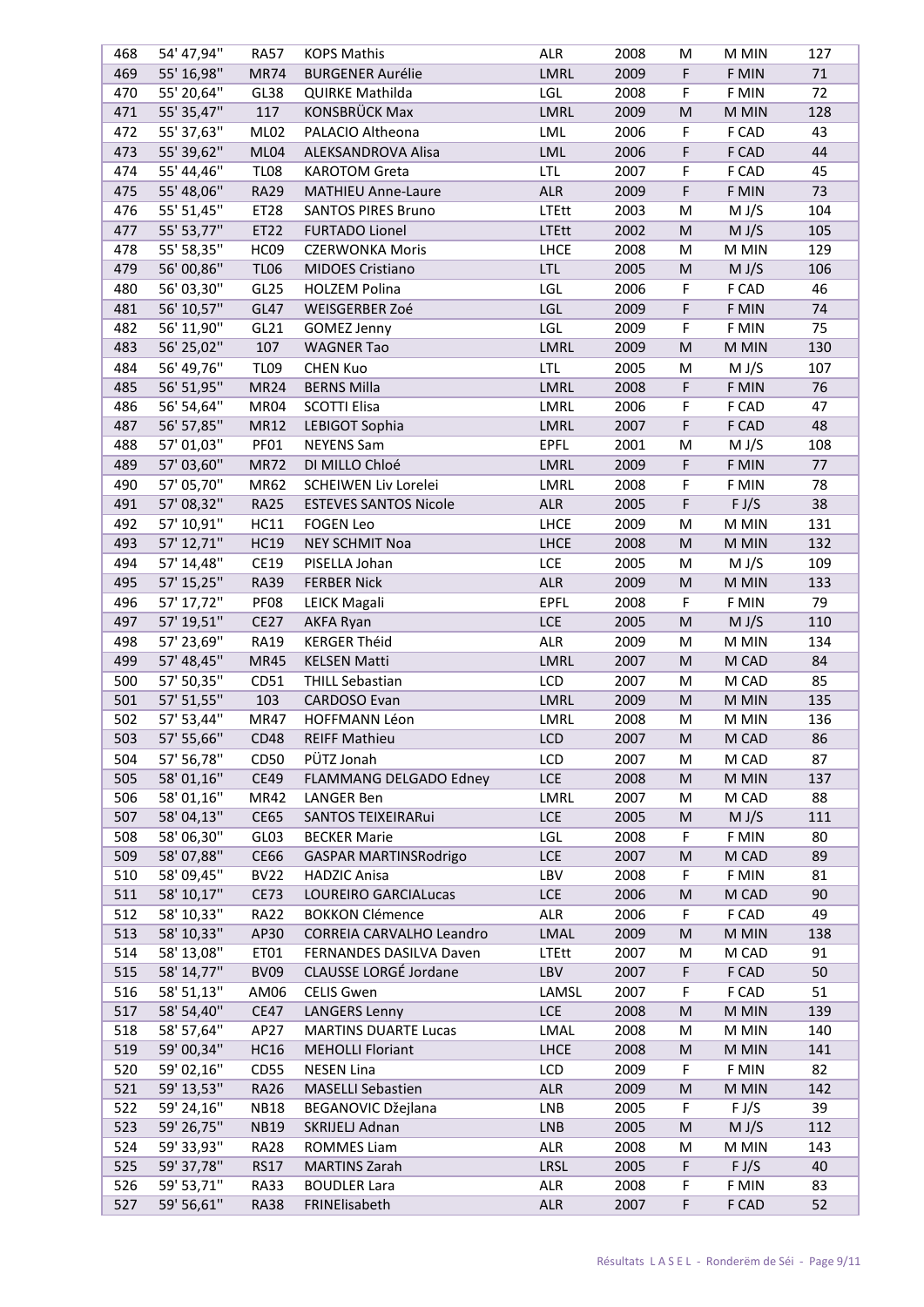| 468 | 54' 47,94'' | RA57 | KOPS Mathis | ALR | 2008 | M | M MIN | 127 |
|---|---|---|---|---|---|---|---|---|
| 469 | 55' 16,98'' | MR74 | BURGENER Aurélie | LMRL | 2009 | F | F MIN | 71 |
| 470 | 55' 20,64'' | GL38 | QUIRKE Mathilda | LGL | 2008 | F | F MIN | 72 |
| 471 | 55' 35,47'' | 117 | KONSBRÜCK Max | LMRL | 2009 | M | M MIN | 128 |
| 472 | 55' 37,63'' | ML02 | PALACIO Altheona | LML | 2006 | F | F CAD | 43 |
| 473 | 55' 39,62'' | ML04 | ALEKSANDROVA Alisa | LML | 2006 | F | F CAD | 44 |
| 474 | 55' 44,46'' | TL08 | KAROTOM Greta | LTL | 2007 | F | F CAD | 45 |
| 475 | 55' 48,06'' | RA29 | MATHIEU Anne-Laure | ALR | 2009 | F | F MIN | 73 |
| 476 | 55' 51,45'' | ET28 | SANTOS PIRES Bruno | LTEtt | 2003 | M | M J/S | 104 |
| 477 | 55' 53,77'' | ET22 | FURTADO Lionel | LTEtt | 2002 | M | M J/S | 105 |
| 478 | 55' 58,35'' | HC09 | CZERWONKA Moris | LHCE | 2008 | M | M MIN | 129 |
| 479 | 56' 00,86'' | TL06 | MIDOES Cristiano | LTL | 2005 | M | M J/S | 106 |
| 480 | 56' 03,30'' | GL25 | HOLZEM Polina | LGL | 2006 | F | F CAD | 46 |
| 481 | 56' 10,57'' | GL47 | WEISGERBER Zoé | LGL | 2009 | F | F MIN | 74 |
| 482 | 56' 11,90'' | GL21 | GOMEZ Jenny | LGL | 2009 | F | F MIN | 75 |
| 483 | 56' 25,02'' | 107 | WAGNER Tao | LMRL | 2009 | M | M MIN | 130 |
| 484 | 56' 49,76'' | TL09 | CHEN Kuo | LTL | 2005 | M | M J/S | 107 |
| 485 | 56' 51,95'' | MR24 | BERNS Milla | LMRL | 2008 | F | F MIN | 76 |
| 486 | 56' 54,64'' | MR04 | SCOTTI Elisa | LMRL | 2006 | F | F CAD | 47 |
| 487 | 56' 57,85'' | MR12 | LEBIGOT Sophia | LMRL | 2007 | F | F CAD | 48 |
| 488 | 57' 01,03'' | PF01 | NEYENS Sam | EPFL | 2001 | M | M J/S | 108 |
| 489 | 57' 03,60'' | MR72 | DI MILLO Chloé | LMRL | 2009 | F | F MIN | 77 |
| 490 | 57' 05,70'' | MR62 | SCHEIWEN Liv Lorelei | LMRL | 2008 | F | F MIN | 78 |
| 491 | 57' 08,32'' | RA25 | ESTEVES SANTOS Nicole | ALR | 2005 | F | F J/S | 38 |
| 492 | 57' 10,91'' | HC11 | FOGEN Leo | LHCE | 2009 | M | M MIN | 131 |
| 493 | 57' 12,71'' | HC19 | NEY SCHMIT Noa | LHCE | 2008 | M | M MIN | 132 |
| 494 | 57' 14,48'' | CE19 | PISELLA Johan | LCE | 2005 | M | M J/S | 109 |
| 495 | 57' 15,25'' | RA39 | FERBER Nick | ALR | 2009 | M | M MIN | 133 |
| 496 | 57' 17,72'' | PF08 | LEICK Magali | EPFL | 2008 | F | F MIN | 79 |
| 497 | 57' 19,51'' | CE27 | AKFA Ryan | LCE | 2005 | M | M J/S | 110 |
| 498 | 57' 23,69'' | RA19 | KERGER Théid | ALR | 2009 | M | M MIN | 134 |
| 499 | 57' 48,45'' | MR45 | KELSEN Matti | LMRL | 2007 | M | M CAD | 84 |
| 500 | 57' 50,35'' | CD51 | THILL Sebastian | LCD | 2007 | M | M CAD | 85 |
| 501 | 57' 51,55'' | 103 | CARDOSO Evan | LMRL | 2009 | M | M MIN | 135 |
| 502 | 57' 53,44'' | MR47 | HOFFMANN Léon | LMRL | 2008 | M | M MIN | 136 |
| 503 | 57' 55,66'' | CD48 | REIFF Mathieu | LCD | 2007 | M | M CAD | 86 |
| 504 | 57' 56,78'' | CD50 | PÜTZ Jonah | LCD | 2007 | M | M CAD | 87 |
| 505 | 58' 01,16'' | CE49 | FLAMMANG DELGADO Edney | LCE | 2008 | M | M MIN | 137 |
| 506 | 58' 01,16'' | MR42 | LANGER Ben | LMRL | 2007 | M | M CAD | 88 |
| 507 | 58' 04,13'' | CE65 | SANTOS TEIXEIRARui | LCE | 2005 | M | M J/S | 111 |
| 508 | 58' 06,30'' | GL03 | BECKER Marie | LGL | 2008 | F | F MIN | 80 |
| 509 | 58' 07,88'' | CE66 | GASPAR MARTINSRodrigo | LCE | 2007 | M | M CAD | 89 |
| 510 | 58' 09,45'' | BV22 | HADZIC Anisa | LBV | 2008 | F | F MIN | 81 |
| 511 | 58' 10,17'' | CE73 | LOUREIRO GARCIALucas | LCE | 2006 | M | M CAD | 90 |
| 512 | 58' 10,33'' | RA22 | BOKKON Clémence | ALR | 2006 | F | F CAD | 49 |
| 513 | 58' 10,33'' | AP30 | CORREIA CARVALHO Leandro | LMAL | 2009 | M | M MIN | 138 |
| 514 | 58' 13,08'' | ET01 | FERNANDES DASILVA Daven | LTEtt | 2007 | M | M CAD | 91 |
| 515 | 58' 14,77'' | BV09 | CLAUSSE LORGÉ Jordane | LBV | 2007 | F | F CAD | 50 |
| 516 | 58' 51,13'' | AM06 | CELIS Gwen | LAMSL | 2007 | F | F CAD | 51 |
| 517 | 58' 54,40'' | CE47 | LANGERS Lenny | LCE | 2008 | M | M MIN | 139 |
| 518 | 58' 57,64'' | AP27 | MARTINS DUARTE Lucas | LMAL | 2008 | M | M MIN | 140 |
| 519 | 59' 00,34'' | HC16 | MEHOLLI Floriant | LHCE | 2008 | M | M MIN | 141 |
| 520 | 59' 02,16'' | CD55 | NESEN Lina | LCD | 2009 | F | F MIN | 82 |
| 521 | 59' 13,53'' | RA26 | MASELLI Sebastien | ALR | 2009 | M | M MIN | 142 |
| 522 | 59' 24,16'' | NB18 | BEGANOVIC Džejlana | LNB | 2005 | F | F J/S | 39 |
| 523 | 59' 26,75'' | NB19 | SKRIJELJ Adnan | LNB | 2005 | M | M J/S | 112 |
| 524 | 59' 33,93'' | RA28 | ROMMES Liam | ALR | 2008 | M | M MIN | 143 |
| 525 | 59' 37,78'' | RS17 | MARTINS Zarah | LRSL | 2005 | F | F J/S | 40 |
| 526 | 59' 53,71'' | RA33 | BOUDLER Lara | ALR | 2008 | F | F MIN | 83 |
| 527 | 59' 56,61'' | RA38 | FRINElisabeth | ALR | 2007 | F | F CAD | 52 |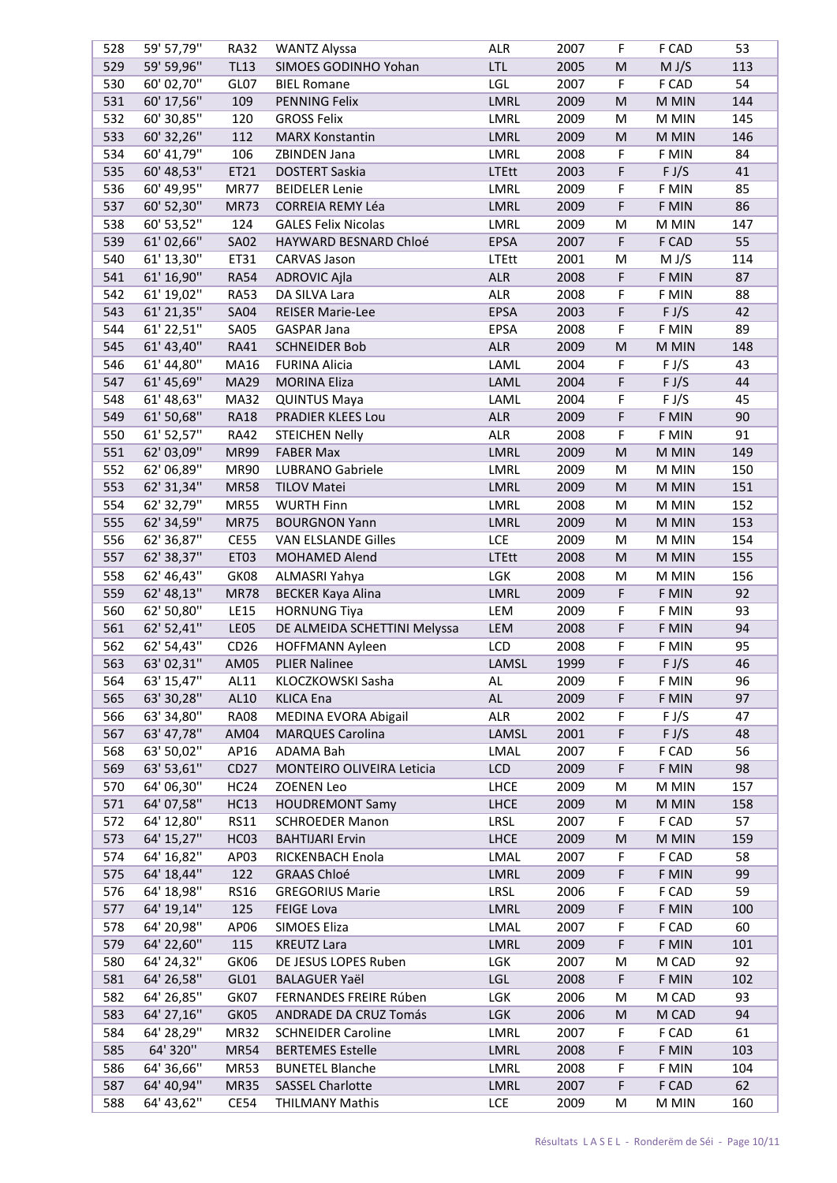| 528 | 59' 57,79'' | RA32 | WANTZ Alyssa | ALR | 2007 | F | F CAD | 53 |
|---|---|---|---|---|---|---|---|---|
| 529 | 59' 59,96'' | TL13 | SIMOES GODINHO Yohan | LTL | 2005 | M | M J/S | 113 |
| 530 | 60' 02,70'' | GL07 | BIEL Romane | LGL | 2007 | F | F CAD | 54 |
| 531 | 60' 17,56'' | 109 | PENNING Felix | LMRL | 2009 | M | M MIN | 144 |
| 532 | 60' 30,85'' | 120 | GROSS Felix | LMRL | 2009 | M | M MIN | 145 |
| 533 | 60' 32,26'' | 112 | MARX Konstantin | LMRL | 2009 | M | M MIN | 146 |
| 534 | 60' 41,79'' | 106 | ZBINDEN Jana | LMRL | 2008 | F | F MIN | 84 |
| 535 | 60' 48,53'' | ET21 | DOSTERT Saskia | LTEtt | 2003 | F | F J/S | 41 |
| 536 | 60' 49,95'' | MR77 | BEIDELER Lenie | LMRL | 2009 | F | F MIN | 85 |
| 537 | 60' 52,30'' | MR73 | CORREIA REMY Léa | LMRL | 2009 | F | F MIN | 86 |
| 538 | 60' 53,52'' | 124 | GALES Felix Nicolas | LMRL | 2009 | M | M MIN | 147 |
| 539 | 61' 02,66'' | SA02 | HAYWARD BESNARD Chloé | EPSA | 2007 | F | F CAD | 55 |
| 540 | 61' 13,30'' | ET31 | CARVAS Jason | LTEtt | 2001 | M | M J/S | 114 |
| 541 | 61' 16,90'' | RA54 | ADROVIC Ajla | ALR | 2008 | F | F MIN | 87 |
| 542 | 61' 19,02'' | RA53 | DA SILVA Lara | ALR | 2008 | F | F MIN | 88 |
| 543 | 61' 21,35'' | SA04 | REISER Marie-Lee | EPSA | 2003 | F | F J/S | 42 |
| 544 | 61' 22,51'' | SA05 | GASPAR Jana | EPSA | 2008 | F | F MIN | 89 |
| 545 | 61' 43,40'' | RA41 | SCHNEIDER Bob | ALR | 2009 | M | M MIN | 148 |
| 546 | 61' 44,80'' | MA16 | FURINA Alicia | LAML | 2004 | F | F J/S | 43 |
| 547 | 61' 45,69'' | MA29 | MORINA Eliza | LAML | 2004 | F | F J/S | 44 |
| 548 | 61' 48,63'' | MA32 | QUINTUS Maya | LAML | 2004 | F | F J/S | 45 |
| 549 | 61' 50,68'' | RA18 | PRADIER KLEES Lou | ALR | 2009 | F | F MIN | 90 |
| 550 | 61' 52,57'' | RA42 | STEICHEN Nelly | ALR | 2008 | F | F MIN | 91 |
| 551 | 62' 03,09'' | MR99 | FABER Max | LMRL | 2009 | M | M MIN | 149 |
| 552 | 62' 06,89'' | MR90 | LUBRANO Gabriele | LMRL | 2009 | M | M MIN | 150 |
| 553 | 62' 31,34'' | MR58 | TILOV Matei | LMRL | 2009 | M | M MIN | 151 |
| 554 | 62' 32,79'' | MR55 | WURTH Finn | LMRL | 2008 | M | M MIN | 152 |
| 555 | 62' 34,59'' | MR75 | BOURGNON Yann | LMRL | 2009 | M | M MIN | 153 |
| 556 | 62' 36,87'' | CE55 | VAN ELSLANDE Gilles | LCE | 2009 | M | M MIN | 154 |
| 557 | 62' 38,37'' | ET03 | MOHAMED Alend | LTEtt | 2008 | M | M MIN | 155 |
| 558 | 62' 46,43'' | GK08 | ALMASRI Yahya | LGK | 2008 | M | M MIN | 156 |
| 559 | 62' 48,13'' | MR78 | BECKER Kaya Alina | LMRL | 2009 | F | F MIN | 92 |
| 560 | 62' 50,80'' | LE15 | HORNUNG Tiya | LEM | 2009 | F | F MIN | 93 |
| 561 | 62' 52,41'' | LE05 | DE ALMEIDA SCHETTINI Melyssa | LEM | 2008 | F | F MIN | 94 |
| 562 | 62' 54,43'' | CD26 | HOFFMANN Ayleen | LCD | 2008 | F | F MIN | 95 |
| 563 | 63' 02,31'' | AM05 | PLIER Nalinee | LAMSL | 1999 | F | F J/S | 46 |
| 564 | 63' 15,47'' | AL11 | KLOCZKOWSKI Sasha | AL | 2009 | F | F MIN | 96 |
| 565 | 63' 30,28'' | AL10 | KLICA Ena | AL | 2009 | F | F MIN | 97 |
| 566 | 63' 34,80'' | RA08 | MEDINA EVORA Abigail | ALR | 2002 | F | F J/S | 47 |
| 567 | 63' 47,78'' | AM04 | MARQUES Carolina | LAMSL | 2001 | F | F J/S | 48 |
| 568 | 63' 50,02'' | AP16 | ADAMA Bah | LMAL | 2007 | F | F CAD | 56 |
| 569 | 63' 53,61'' | CD27 | MONTEIRO OLIVEIRA Leticia | LCD | 2009 | F | F MIN | 98 |
| 570 | 64' 06,30'' | HC24 | ZOENEN Leo | LHCE | 2009 | M | M MIN | 157 |
| 571 | 64' 07,58'' | HC13 | HOUDREMONT Samy | LHCE | 2009 | M | M MIN | 158 |
| 572 | 64' 12,80'' | RS11 | SCHROEDER Manon | LRSL | 2007 | F | F CAD | 57 |
| 573 | 64' 15,27'' | HC03 | BAHTIJARI Ervin | LHCE | 2009 | M | M MIN | 159 |
| 574 | 64' 16,82'' | AP03 | RICKENBACH Enola | LMAL | 2007 | F | F CAD | 58 |
| 575 | 64' 18,44'' | 122 | GRAAS Chloé | LMRL | 2009 | F | F MIN | 99 |
| 576 | 64' 18,98'' | RS16 | GREGORIUS Marie | LRSL | 2006 | F | F CAD | 59 |
| 577 | 64' 19,14'' | 125 | FEIGE Lova | LMRL | 2009 | F | F MIN | 100 |
| 578 | 64' 20,98'' | AP06 | SIMOES Eliza | LMAL | 2007 | F | F CAD | 60 |
| 579 | 64' 22,60'' | 115 | KREUTZ Lara | LMRL | 2009 | F | F MIN | 101 |
| 580 | 64' 24,32'' | GK06 | DE JESUS LOPES Ruben | LGK | 2007 | M | M CAD | 92 |
| 581 | 64' 26,58'' | GL01 | BALAGUER Yaël | LGL | 2008 | F | F MIN | 102 |
| 582 | 64' 26,85'' | GK07 | FERNANDES FREIRE Rúben | LGK | 2006 | M | M CAD | 93 |
| 583 | 64' 27,16'' | GK05 | ANDRADE DA CRUZ Tomás | LGK | 2006 | M | M CAD | 94 |
| 584 | 64' 28,29'' | MR32 | SCHNEIDER Caroline | LMRL | 2007 | F | F CAD | 61 |
| 585 | 64' 320'' | MR54 | BERTEMES Estelle | LMRL | 2008 | F | F MIN | 103 |
| 586 | 64' 36,66'' | MR53 | BUNETEL Blanche | LMRL | 2008 | F | F MIN | 104 |
| 587 | 64' 40,94'' | MR35 | SASSEL Charlotte | LMRL | 2007 | F | F CAD | 62 |
| 588 | 64' 43,62'' | CE54 | THILMANY Mathis | LCE | 2009 | M | M MIN | 160 |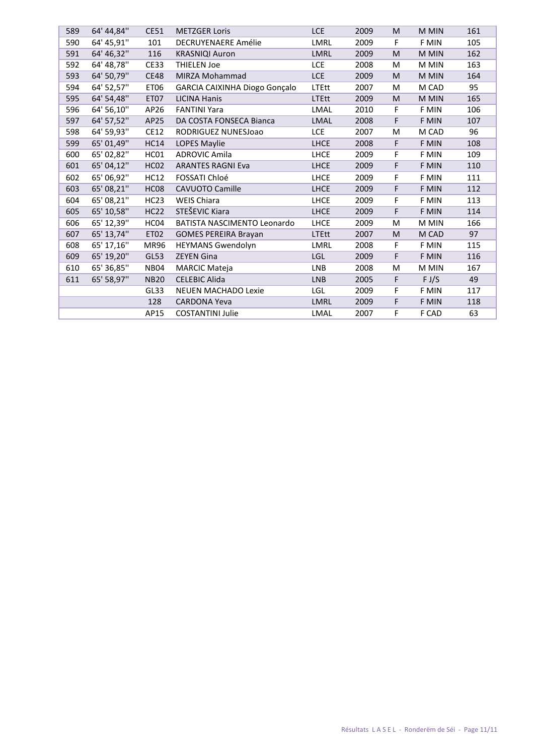| | | | | | | | | |
|---|---|---|---|---|---|---|---|---|
| 589 | 64' 44,84'' | CE51 | METZGER Loris | LCE | 2009 | M | M MIN | 161 |
| 590 | 64' 45,91'' | 101 | DECRUYENAERE Amélie | LMRL | 2009 | F | F MIN | 105 |
| 591 | 64' 46,32'' | 116 | KRASNIQI Auron | LMRL | 2009 | M | M MIN | 162 |
| 592 | 64' 48,78'' | CE33 | THIELEN Joe | LCE | 2008 | M | M MIN | 163 |
| 593 | 64' 50,79'' | CE48 | MIRZA Mohammad | LCE | 2009 | M | M MIN | 164 |
| 594 | 64' 52,57'' | ET06 | GARCIA CAIXINHA Diogo Gonçalo | LTEtt | 2007 | M | M CAD | 95 |
| 595 | 64' 54,48'' | ET07 | LICINA Hanis | LTEtt | 2009 | M | M MIN | 165 |
| 596 | 64' 56,10'' | AP26 | FANTINI Yara | LMAL | 2010 | F | F MIN | 106 |
| 597 | 64' 57,52'' | AP25 | DA COSTA FONSECA Bianca | LMAL | 2008 | F | F MIN | 107 |
| 598 | 64' 59,93'' | CE12 | RODRIGUEZ NUNESJoao | LCE | 2007 | M | M CAD | 96 |
| 599 | 65' 01,49'' | HC14 | LOPES Maylie | LHCE | 2008 | F | F MIN | 108 |
| 600 | 65' 02,82'' | HC01 | ADROVIC Amila | LHCE | 2009 | F | F MIN | 109 |
| 601 | 65' 04,12'' | HC02 | ARANTES RAGNI Eva | LHCE | 2009 | F | F MIN | 110 |
| 602 | 65' 06,92'' | HC12 | FOSSATI Chloé | LHCE | 2009 | F | F MIN | 111 |
| 603 | 65' 08,21'' | HC08 | CAVUOTO Camille | LHCE | 2009 | F | F MIN | 112 |
| 604 | 65' 08,21'' | HC23 | WEIS Chiara | LHCE | 2009 | F | F MIN | 113 |
| 605 | 65' 10,58'' | HC22 | STEŠEVIC Kiara | LHCE | 2009 | F | F MIN | 114 |
| 606 | 65' 12,39'' | HC04 | BATISTA NASCIMENTO Leonardo | LHCE | 2009 | M | M MIN | 166 |
| 607 | 65' 13,74'' | ET02 | GOMES PEREIRA Brayan | LTEtt | 2007 | M | M CAD | 97 |
| 608 | 65' 17,16'' | MR96 | HEYMANS Gwendolyn | LMRL | 2008 | F | F MIN | 115 |
| 609 | 65' 19,20'' | GL53 | ZEYEN Gina | LGL | 2009 | F | F MIN | 116 |
| 610 | 65' 36,85'' | NB04 | MARCIC Mateja | LNB | 2008 | M | M MIN | 167 |
| 611 | 65' 58,97'' | NB20 | CELEBIC Alida | LNB | 2005 | F | F J/S | 49 |
| | | GL33 | NEUEN MACHADO Lexie | LGL | 2009 | F | F MIN | 117 |
| | | 128 | CARDONA Yeva | LMRL | 2009 | F | F MIN | 118 |
| | | AP15 | COSTANTINI Julie | LMAL | 2007 | F | F CAD | 63 |